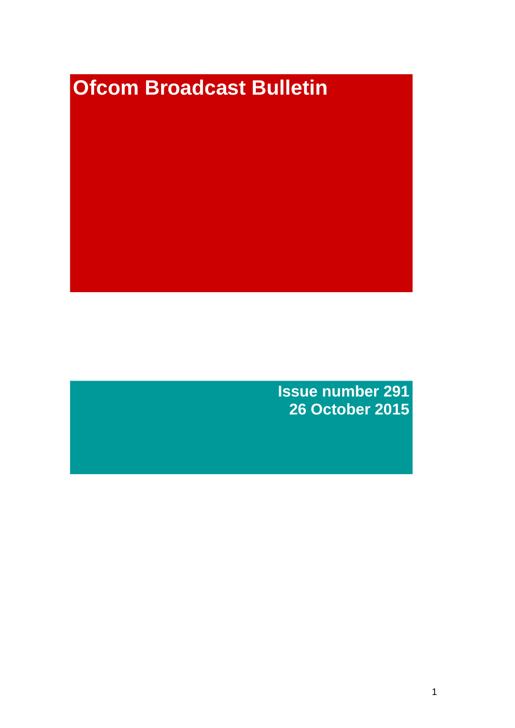# Ofcom Broadcast Bulletin

**Issue number 291**
**26 October 2015**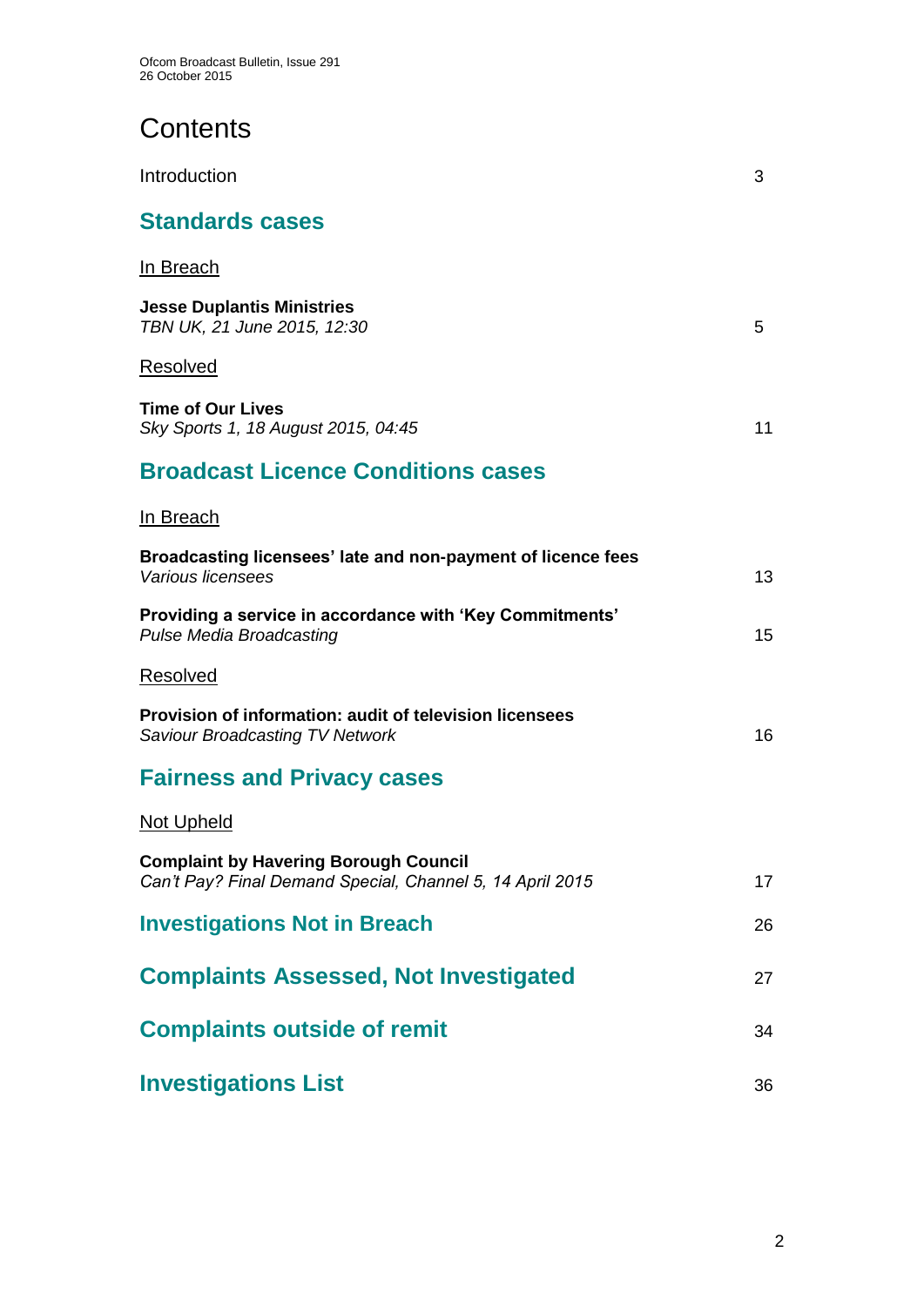# Contents

Introduction 3

## Standards cases

In Breach

**Jesse Duplantis Ministries**
*TBN UK, 21 June 2015, 12:30* 5

Resolved

**Time of Our Lives**
*Sky Sports 1, 18 August 2015, 04:45* 11

## Broadcast Licence Conditions cases

In Breach

**Broadcasting licensees' late and non-payment of licence fees**
*Various licensees* 13

**Providing a service in accordance with 'Key Commitments'**
*Pulse Media Broadcasting* 15

Resolved

**Provision of information: audit of television licensees**
*Saviour Broadcasting TV Network* 16

## Fairness and Privacy cases

Not Upheld

**Complaint by Havering Borough Council**
*Can't Pay? Final Demand Special, Channel 5, 14 April 2015* 17

## Investigations Not in Breach 26

## Complaints Assessed, Not Investigated 27

## Complaints outside of remit 34

## Investigations List 36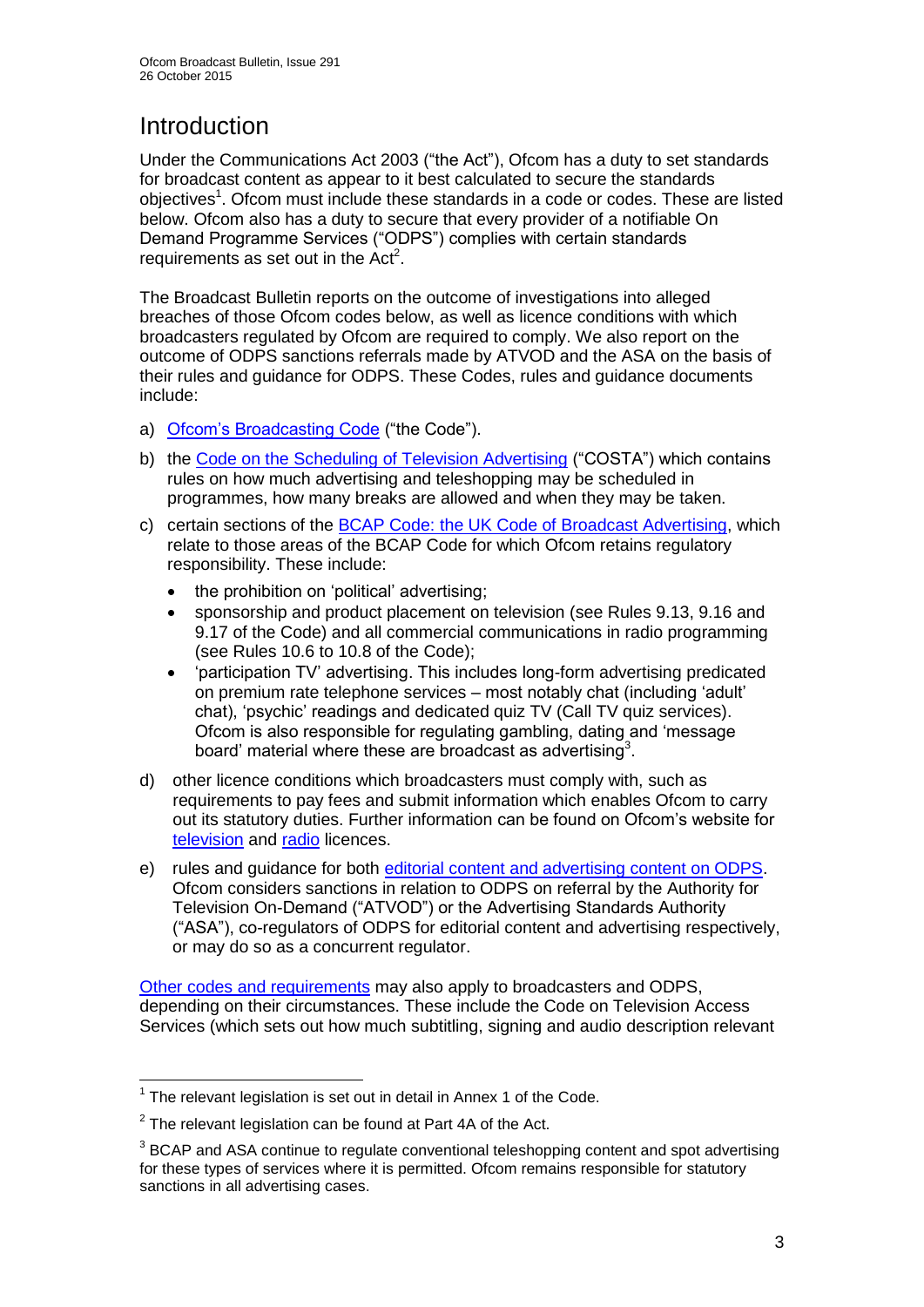# Introduction

Under the Communications Act 2003 ("the Act"), Ofcom has a duty to set standards for broadcast content as appear to it best calculated to secure the standards objectives[1]. Ofcom must include these standards in a code or codes. These are listed below. Ofcom also has a duty to secure that every provider of a notifiable On Demand Programme Services ("ODPS") complies with certain standards requirements as set out in the Act[2].

The Broadcast Bulletin reports on the outcome of investigations into alleged breaches of those Ofcom codes below, as well as licence conditions with which broadcasters regulated by Ofcom are required to comply. We also report on the outcome of ODPS sanctions referrals made by ATVOD and the ASA on the basis of their rules and guidance for ODPS. These Codes, rules and guidance documents include:

a) Ofcom's Broadcasting Code ("the Code").

b) the Code on the Scheduling of Television Advertising ("COSTA") which contains rules on how much advertising and teleshopping may be scheduled in programmes, how many breaks are allowed and when they may be taken.

c) certain sections of the BCAP Code: the UK Code of Broadcast Advertising, which relate to those areas of the BCAP Code for which Ofcom retains regulatory responsibility. These include:
   - the prohibition on 'political' advertising;
   - sponsorship and product placement on television (see Rules 9.13, 9.16 and 9.17 of the Code) and all commercial communications in radio programming (see Rules 10.6 to 10.8 of the Code);
   - 'participation TV' advertising. This includes long-form advertising predicated on premium rate telephone services – most notably chat (including 'adult' chat), 'psychic' readings and dedicated quiz TV (Call TV quiz services). Ofcom is also responsible for regulating gambling, dating and 'message board' material where these are broadcast as advertising[3].

d) other licence conditions which broadcasters must comply with, such as requirements to pay fees and submit information which enables Ofcom to carry out its statutory duties. Further information can be found on Ofcom's website for television and radio licences.

e) rules and guidance for both editorial content and advertising content on ODPS. Ofcom considers sanctions in relation to ODPS on referral by the Authority for Television On-Demand ("ATVOD") or the Advertising Standards Authority ("ASA"), co-regulators of ODPS for editorial content and advertising respectively, or may do so as a concurrent regulator.

Other codes and requirements may also apply to broadcasters and ODPS, depending on their circumstances. These include the Code on Television Access Services (which sets out how much subtitling, signing and audio description relevant

---

[1] The relevant legislation is set out in detail in Annex 1 of the Code.

[2] The relevant legislation can be found at Part 4A of the Act.

[3] BCAP and ASA continue to regulate conventional teleshopping content and spot advertising for these types of services where it is permitted. Ofcom remains responsible for statutory sanctions in all advertising cases.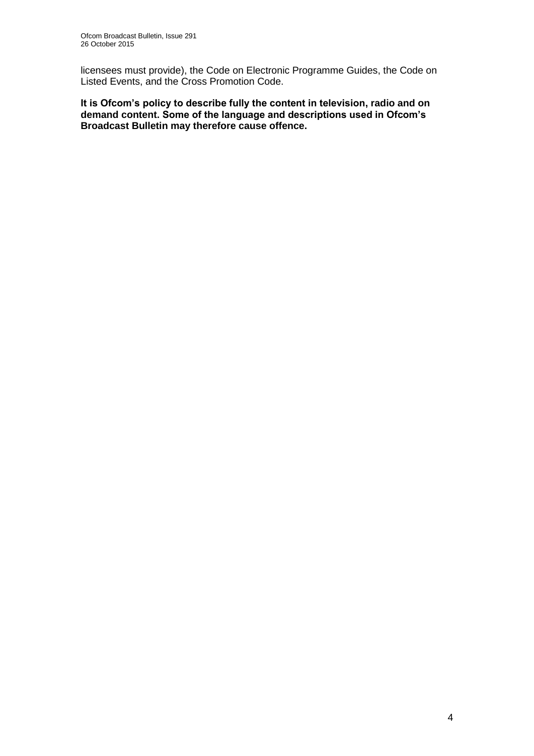licensees must provide), the Code on Electronic Programme Guides, the Code on Listed Events, and the Cross Promotion Code.

**It is Ofcom's policy to describe fully the content in television, radio and on demand content. Some of the language and descriptions used in Ofcom's Broadcast Bulletin may therefore cause offence.**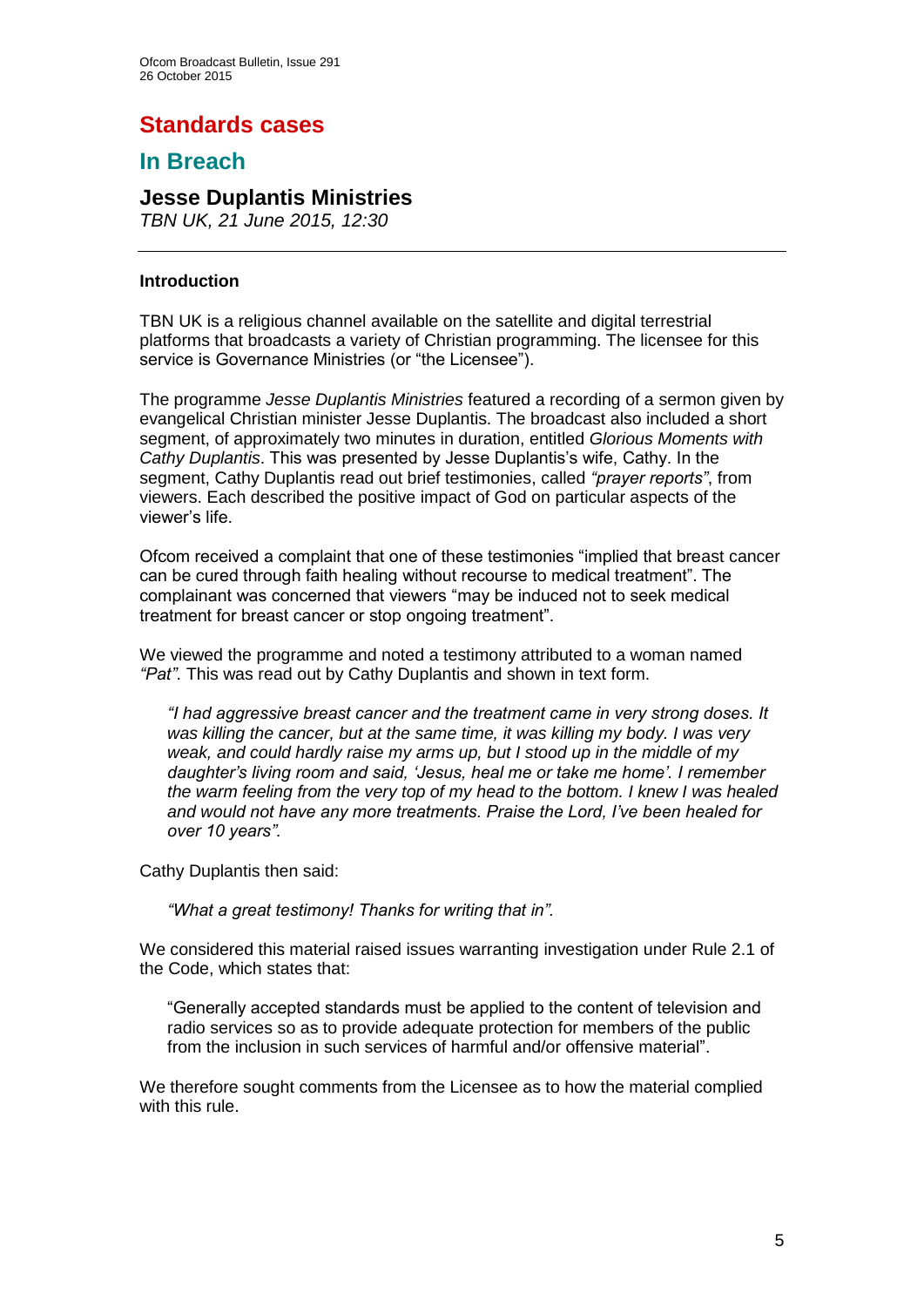# Standards cases

## In Breach

### Jesse Duplantis Ministries

*TBN UK, 21 June 2015, 12:30*

---

**Introduction**

TBN UK is a religious channel available on the satellite and digital terrestrial platforms that broadcasts a variety of Christian programming. The licensee for this service is Governance Ministries (or "the Licensee").

The programme *Jesse Duplantis Ministries* featured a recording of a sermon given by evangelical Christian minister Jesse Duplantis. The broadcast also included a short segment, of approximately two minutes in duration, entitled *Glorious Moments with Cathy Duplantis*. This was presented by Jesse Duplantis's wife, Cathy. In the segment, Cathy Duplantis read out brief testimonies, called *"prayer reports"*, from viewers. Each described the positive impact of God on particular aspects of the viewer's life.

Ofcom received a complaint that one of these testimonies "implied that breast cancer can be cured through faith healing without recourse to medical treatment". The complainant was concerned that viewers "may be induced not to seek medical treatment for breast cancer or stop ongoing treatment".

We viewed the programme and noted a testimony attributed to a woman named *"Pat"*. This was read out by Cathy Duplantis and shown in text form.

> *"I had aggressive breast cancer and the treatment came in very strong doses. It was killing the cancer, but at the same time, it was killing my body. I was very weak, and could hardly raise my arms up, but I stood up in the middle of my daughter's living room and said, 'Jesus, heal me or take me home'. I remember the warm feeling from the very top of my head to the bottom. I knew I was healed and would not have any more treatments. Praise the Lord, I've been healed for over 10 years".*

Cathy Duplantis then said:

> *"What a great testimony! Thanks for writing that in".*

We considered this material raised issues warranting investigation under Rule 2.1 of the Code, which states that:

> "Generally accepted standards must be applied to the content of television and radio services so as to provide adequate protection for members of the public from the inclusion in such services of harmful and/or offensive material".

We therefore sought comments from the Licensee as to how the material complied with this rule.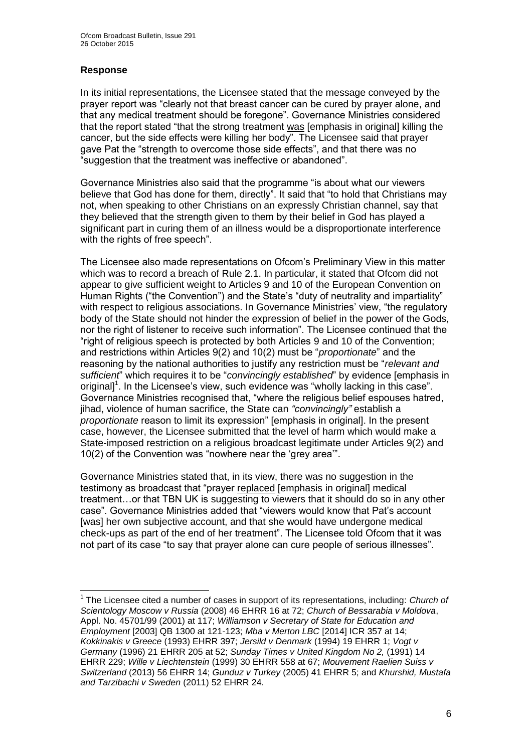## Response

In its initial representations, the Licensee stated that the message conveyed by the prayer report was "clearly not that breast cancer can be cured by prayer alone, and that any medical treatment should be foregone". Governance Ministries considered that the report stated "that the strong treatment was [emphasis in original] killing the cancer, but the side effects were killing her body". The Licensee said that prayer gave Pat the "strength to overcome those side effects", and that there was no "suggestion that the treatment was ineffective or abandoned".

Governance Ministries also said that the programme "is about what our viewers believe that God has done for them, directly". It said that "to hold that Christians may not, when speaking to other Christians on an expressly Christian channel, say that they believed that the strength given to them by their belief in God has played a significant part in curing them of an illness would be a disproportionate interference with the rights of free speech".

The Licensee also made representations on Ofcom's Preliminary View in this matter which was to record a breach of Rule 2.1. In particular, it stated that Ofcom did not appear to give sufficient weight to Articles 9 and 10 of the European Convention on Human Rights ("the Convention") and the State's "duty of neutrality and impartiality" with respect to religious associations. In Governance Ministries' view, "the regulatory body of the State should not hinder the expression of belief in the power of the Gods, nor the right of listener to receive such information". The Licensee continued that the "right of religious speech is protected by both Articles 9 and 10 of the Convention; and restrictions within Articles 9(2) and 10(2) must be "*proportionate*" and the reasoning by the national authorities to justify any restriction must be "*relevant and sufficient*" which requires it to be "*convincingly established*" by evidence [emphasis in original][1]. In the Licensee's view, such evidence was "wholly lacking in this case". Governance Ministries recognised that, "where the religious belief espouses hatred, jihad, violence of human sacrifice, the State can *"convincingly"* establish a *proportionate* reason to limit its expression" [emphasis in original]. In the present case, however, the Licensee submitted that the level of harm which would make a State-imposed restriction on a religious broadcast legitimate under Articles 9(2) and 10(2) of the Convention was "nowhere near the 'grey area'".

Governance Ministries stated that, in its view, there was no suggestion in the testimony as broadcast that "prayer replaced [emphasis in original] medical treatment…or that TBN UK is suggesting to viewers that it should do so in any other case". Governance Ministries added that "viewers would know that Pat's account [was] her own subjective account, and that she would have undergone medical check-ups as part of the end of her treatment". The Licensee told Ofcom that it was not part of its case "to say that prayer alone can cure people of serious illnesses".

---

[1] The Licensee cited a number of cases in support of its representations, including: *Church of Scientology Moscow v Russia* (2008) 46 EHRR 16 at 72; *Church of Bessarabia v Moldova*, Appl. No. 45701/99 (2001) at 117; *Williamson v Secretary of State for Education and Employment* [2003] QB 1300 at 121-123; *Mba v Merton LBC* [2014] ICR 357 at 14; *Kokkinakis v Greece* (1993) EHRR 397; *Jersild v Denmark* (1994) 19 EHRR 1; *Vogt v Germany* (1996) 21 EHRR 205 at 52; *Sunday Times v United Kingdom No 2,* (1991) 14 EHRR 229; *Wille v Liechtenstein* (1999) 30 EHRR 558 at 67; *Mouvement Raelien Suiss v Switzerland* (2013) 56 EHRR 14; *Gunduz v Turkey* (2005) 41 EHRR 5; and *Khurshid, Mustafa and Tarzibachi v Sweden* (2011) 52 EHRR 24.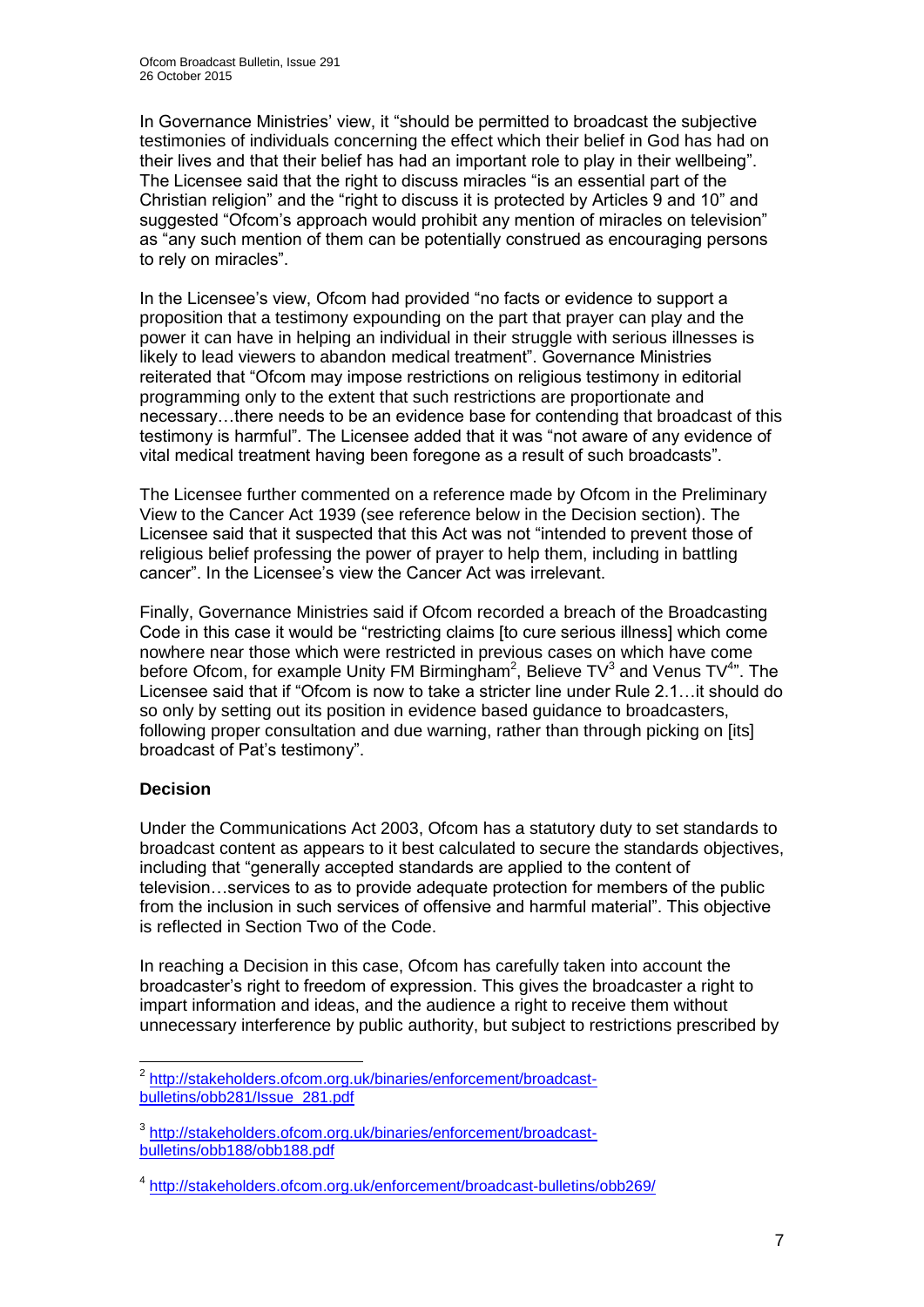In Governance Ministries' view, it "should be permitted to broadcast the subjective testimonies of individuals concerning the effect which their belief in God has had on their lives and that their belief has had an important role to play in their wellbeing". The Licensee said that the right to discuss miracles "is an essential part of the Christian religion" and the "right to discuss it is protected by Articles 9 and 10" and suggested "Ofcom's approach would prohibit any mention of miracles on television" as "any such mention of them can be potentially construed as encouraging persons to rely on miracles".

In the Licensee's view, Ofcom had provided "no facts or evidence to support a proposition that a testimony expounding on the part that prayer can play and the power it can have in helping an individual in their struggle with serious illnesses is likely to lead viewers to abandon medical treatment". Governance Ministries reiterated that "Ofcom may impose restrictions on religious testimony in editorial programming only to the extent that such restrictions are proportionate and necessary…there needs to be an evidence base for contending that broadcast of this testimony is harmful". The Licensee added that it was "not aware of any evidence of vital medical treatment having been foregone as a result of such broadcasts".

The Licensee further commented on a reference made by Ofcom in the Preliminary View to the Cancer Act 1939 (see reference below in the Decision section). The Licensee said that it suspected that this Act was not "intended to prevent those of religious belief professing the power of prayer to help them, including in battling cancer". In the Licensee's view the Cancer Act was irrelevant.

Finally, Governance Ministries said if Ofcom recorded a breach of the Broadcasting Code in this case it would be "restricting claims [to cure serious illness] which come nowhere near those which were restricted in previous cases on which have come before Ofcom, for example Unity FM Birmingham[2], Believe TV[3] and Venus TV[4]". The Licensee said that if "Ofcom is now to take a stricter line under Rule 2.1…it should do so only by setting out its position in evidence based guidance to broadcasters, following proper consultation and due warning, rather than through picking on [its] broadcast of Pat's testimony".

**Decision**

Under the Communications Act 2003, Ofcom has a statutory duty to set standards to broadcast content as appears to it best calculated to secure the standards objectives, including that "generally accepted standards are applied to the content of television…services to as to provide adequate protection for members of the public from the inclusion in such services of offensive and harmful material". This objective is reflected in Section Two of the Code.

In reaching a Decision in this case, Ofcom has carefully taken into account the broadcaster's right to freedom of expression. This gives the broadcaster a right to impart information and ideas, and the audience a right to receive them without unnecessary interference by public authority, but subject to restrictions prescribed by

---

[2] http://stakeholders.ofcom.org.uk/binaries/enforcement/broadcast-bulletins/obb281/Issue_281.pdf

[3] http://stakeholders.ofcom.org.uk/binaries/enforcement/broadcast-bulletins/obb188/obb188.pdf

[4] http://stakeholders.ofcom.org.uk/enforcement/broadcast-bulletins/obb269/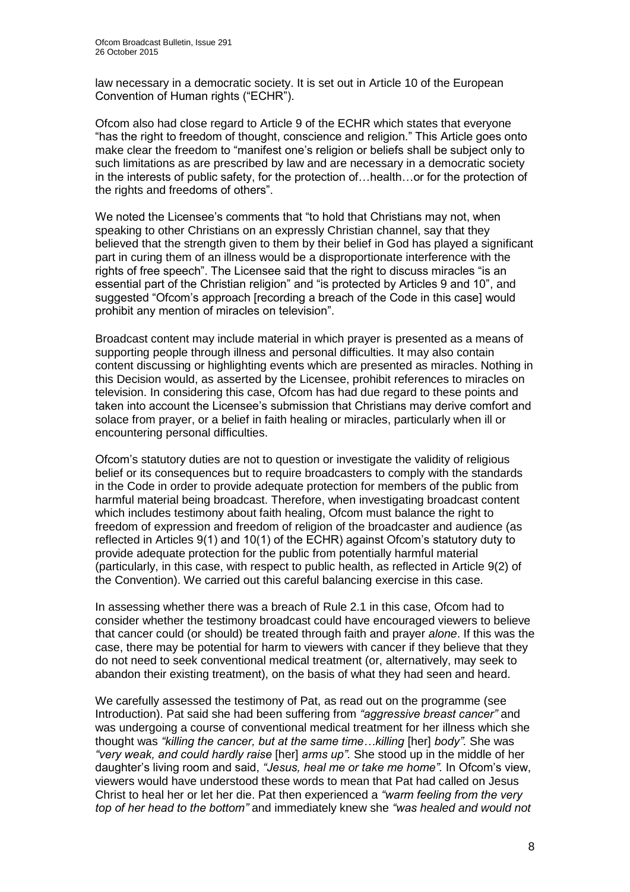law necessary in a democratic society. It is set out in Article 10 of the European Convention of Human rights ("ECHR").

Ofcom also had close regard to Article 9 of the ECHR which states that everyone "has the right to freedom of thought, conscience and religion." This Article goes onto make clear the freedom to "manifest one's religion or beliefs shall be subject only to such limitations as are prescribed by law and are necessary in a democratic society in the interests of public safety, for the protection of…health…or for the protection of the rights and freedoms of others".

We noted the Licensee's comments that "to hold that Christians may not, when speaking to other Christians on an expressly Christian channel, say that they believed that the strength given to them by their belief in God has played a significant part in curing them of an illness would be a disproportionate interference with the rights of free speech". The Licensee said that the right to discuss miracles "is an essential part of the Christian religion" and "is protected by Articles 9 and 10", and suggested "Ofcom's approach [recording a breach of the Code in this case] would prohibit any mention of miracles on television".

Broadcast content may include material in which prayer is presented as a means of supporting people through illness and personal difficulties. It may also contain content discussing or highlighting events which are presented as miracles. Nothing in this Decision would, as asserted by the Licensee, prohibit references to miracles on television. In considering this case, Ofcom has had due regard to these points and taken into account the Licensee's submission that Christians may derive comfort and solace from prayer, or a belief in faith healing or miracles, particularly when ill or encountering personal difficulties.

Ofcom's statutory duties are not to question or investigate the validity of religious belief or its consequences but to require broadcasters to comply with the standards in the Code in order to provide adequate protection for members of the public from harmful material being broadcast. Therefore, when investigating broadcast content which includes testimony about faith healing, Ofcom must balance the right to freedom of expression and freedom of religion of the broadcaster and audience (as reflected in Articles 9(1) and 10(1) of the ECHR) against Ofcom's statutory duty to provide adequate protection for the public from potentially harmful material (particularly, in this case, with respect to public health, as reflected in Article 9(2) of the Convention). We carried out this careful balancing exercise in this case.

In assessing whether there was a breach of Rule 2.1 in this case, Ofcom had to consider whether the testimony broadcast could have encouraged viewers to believe that cancer could (or should) be treated through faith and prayer *alone*. If this was the case, there may be potential for harm to viewers with cancer if they believe that they do not need to seek conventional medical treatment (or, alternatively, may seek to abandon their existing treatment), on the basis of what they had seen and heard.

We carefully assessed the testimony of Pat, as read out on the programme (see Introduction). Pat said she had been suffering from *"aggressive breast cancer"* and was undergoing a course of conventional medical treatment for her illness which she thought was *"killing the cancer, but at the same time…killing* [her] *body"*. She was *"very weak, and could hardly raise* [her] *arms up"*. She stood up in the middle of her daughter's living room and said, *"Jesus, heal me or take me home"*. In Ofcom's view, viewers would have understood these words to mean that Pat had called on Jesus Christ to heal her or let her die. Pat then experienced a *"warm feeling from the very top of her head to the bottom"* and immediately knew she *"was healed and would not*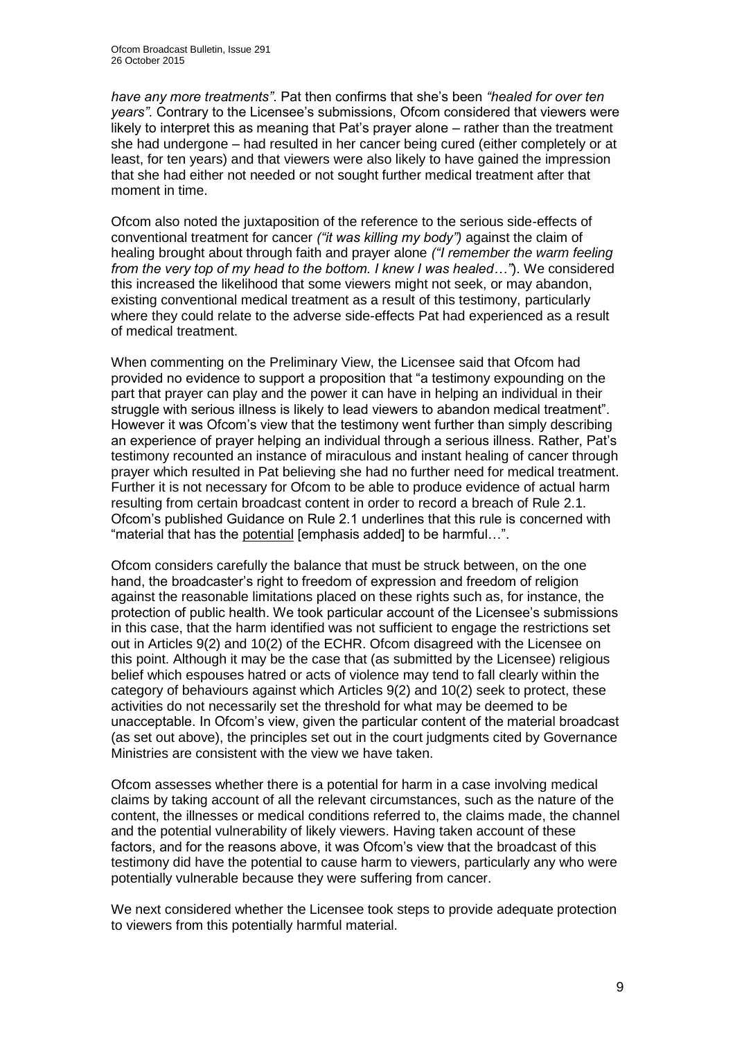*have any more treatments"*. Pat then confirms that she's been *"healed for over ten years"*. Contrary to the Licensee's submissions, Ofcom considered that viewers were likely to interpret this as meaning that Pat's prayer alone – rather than the treatment she had undergone – had resulted in her cancer being cured (either completely or at least, for ten years) and that viewers were also likely to have gained the impression that she had either not needed or not sought further medical treatment after that moment in time.

Ofcom also noted the juxtaposition of the reference to the serious side-effects of conventional treatment for cancer *("it was killing my body")* against the claim of healing brought about through faith and prayer alone *("I remember the warm feeling from the very top of my head to the bottom. I knew I was healed…"*). We considered this increased the likelihood that some viewers might not seek, or may abandon, existing conventional medical treatment as a result of this testimony, particularly where they could relate to the adverse side-effects Pat had experienced as a result of medical treatment.

When commenting on the Preliminary View, the Licensee said that Ofcom had provided no evidence to support a proposition that "a testimony expounding on the part that prayer can play and the power it can have in helping an individual in their struggle with serious illness is likely to lead viewers to abandon medical treatment". However it was Ofcom's view that the testimony went further than simply describing an experience of prayer helping an individual through a serious illness. Rather, Pat's testimony recounted an instance of miraculous and instant healing of cancer through prayer which resulted in Pat believing she had no further need for medical treatment. Further it is not necessary for Ofcom to be able to produce evidence of actual harm resulting from certain broadcast content in order to record a breach of Rule 2.1. Ofcom's published Guidance on Rule 2.1 underlines that this rule is concerned with "material that has the potential [emphasis added] to be harmful…".

Ofcom considers carefully the balance that must be struck between, on the one hand, the broadcaster's right to freedom of expression and freedom of religion against the reasonable limitations placed on these rights such as, for instance, the protection of public health. We took particular account of the Licensee's submissions in this case, that the harm identified was not sufficient to engage the restrictions set out in Articles 9(2) and 10(2) of the ECHR. Ofcom disagreed with the Licensee on this point. Although it may be the case that (as submitted by the Licensee) religious belief which espouses hatred or acts of violence may tend to fall clearly within the category of behaviours against which Articles 9(2) and 10(2) seek to protect, these activities do not necessarily set the threshold for what may be deemed to be unacceptable. In Ofcom's view, given the particular content of the material broadcast (as set out above), the principles set out in the court judgments cited by Governance Ministries are consistent with the view we have taken.

Ofcom assesses whether there is a potential for harm in a case involving medical claims by taking account of all the relevant circumstances, such as the nature of the content, the illnesses or medical conditions referred to, the claims made, the channel and the potential vulnerability of likely viewers. Having taken account of these factors, and for the reasons above, it was Ofcom's view that the broadcast of this testimony did have the potential to cause harm to viewers, particularly any who were potentially vulnerable because they were suffering from cancer.

We next considered whether the Licensee took steps to provide adequate protection to viewers from this potentially harmful material.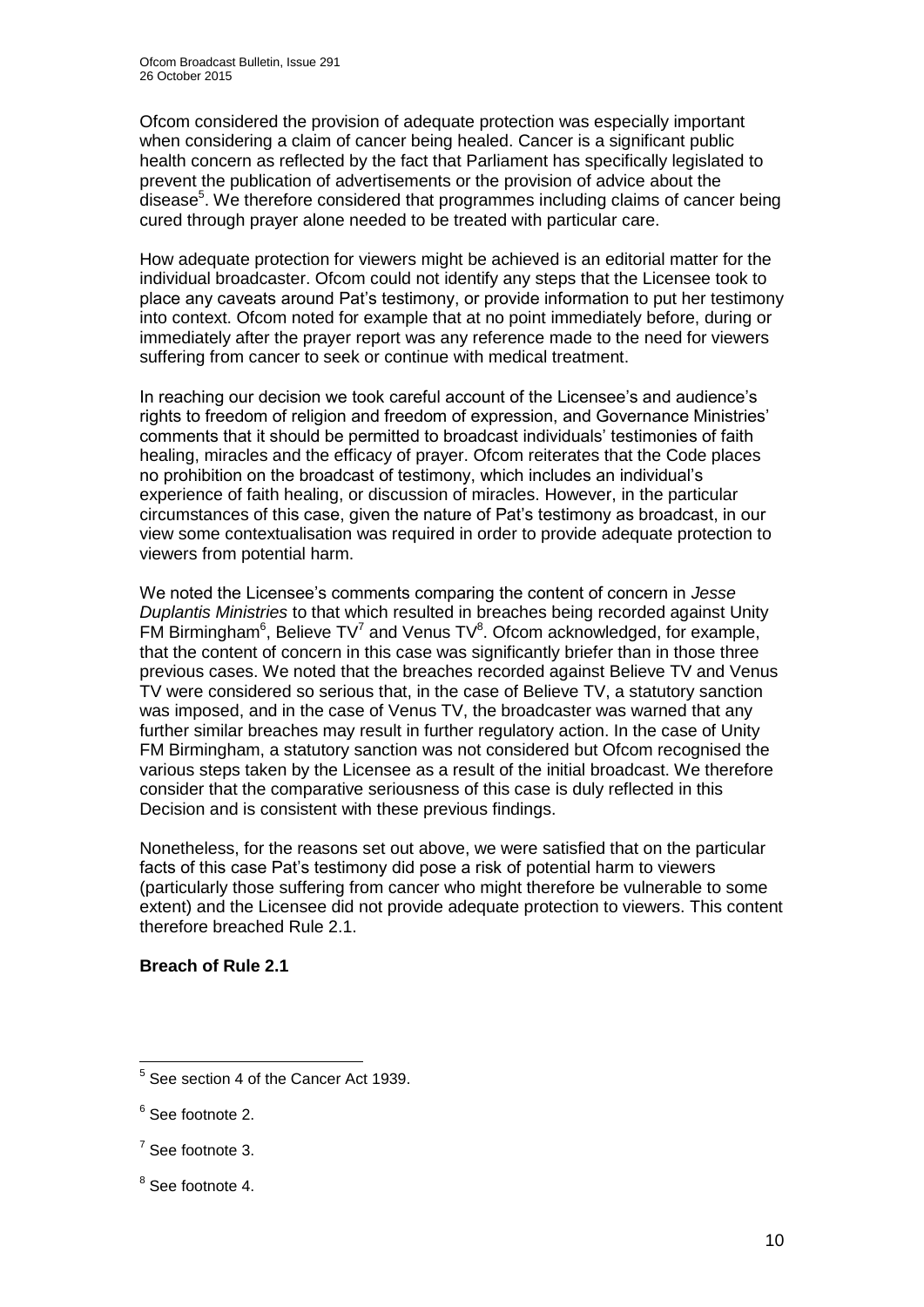Ofcom considered the provision of adequate protection was especially important when considering a claim of cancer being healed. Cancer is a significant public health concern as reflected by the fact that Parliament has specifically legislated to prevent the publication of advertisements or the provision of advice about the disease[5]. We therefore considered that programmes including claims of cancer being cured through prayer alone needed to be treated with particular care.

How adequate protection for viewers might be achieved is an editorial matter for the individual broadcaster. Ofcom could not identify any steps that the Licensee took to place any caveats around Pat's testimony, or provide information to put her testimony into context. Ofcom noted for example that at no point immediately before, during or immediately after the prayer report was any reference made to the need for viewers suffering from cancer to seek or continue with medical treatment.

In reaching our decision we took careful account of the Licensee's and audience's rights to freedom of religion and freedom of expression, and Governance Ministries' comments that it should be permitted to broadcast individuals' testimonies of faith healing, miracles and the efficacy of prayer. Ofcom reiterates that the Code places no prohibition on the broadcast of testimony, which includes an individual's experience of faith healing, or discussion of miracles. However, in the particular circumstances of this case, given the nature of Pat's testimony as broadcast, in our view some contextualisation was required in order to provide adequate protection to viewers from potential harm.

We noted the Licensee's comments comparing the content of concern in *Jesse Duplantis Ministries* to that which resulted in breaches being recorded against Unity FM Birmingham[6], Believe TV[7] and Venus TV[8]. Ofcom acknowledged, for example, that the content of concern in this case was significantly briefer than in those three previous cases. We noted that the breaches recorded against Believe TV and Venus TV were considered so serious that, in the case of Believe TV, a statutory sanction was imposed, and in the case of Venus TV, the broadcaster was warned that any further similar breaches may result in further regulatory action. In the case of Unity FM Birmingham, a statutory sanction was not considered but Ofcom recognised the various steps taken by the Licensee as a result of the initial broadcast. We therefore consider that the comparative seriousness of this case is duly reflected in this Decision and is consistent with these previous findings.

Nonetheless, for the reasons set out above, we were satisfied that on the particular facts of this case Pat's testimony did pose a risk of potential harm to viewers (particularly those suffering from cancer who might therefore be vulnerable to some extent) and the Licensee did not provide adequate protection to viewers. This content therefore breached Rule 2.1.

**Breach of Rule 2.1**

---

[5] See section 4 of the Cancer Act 1939.

[6] See footnote 2.

[7] See footnote 3.

[8] See footnote 4.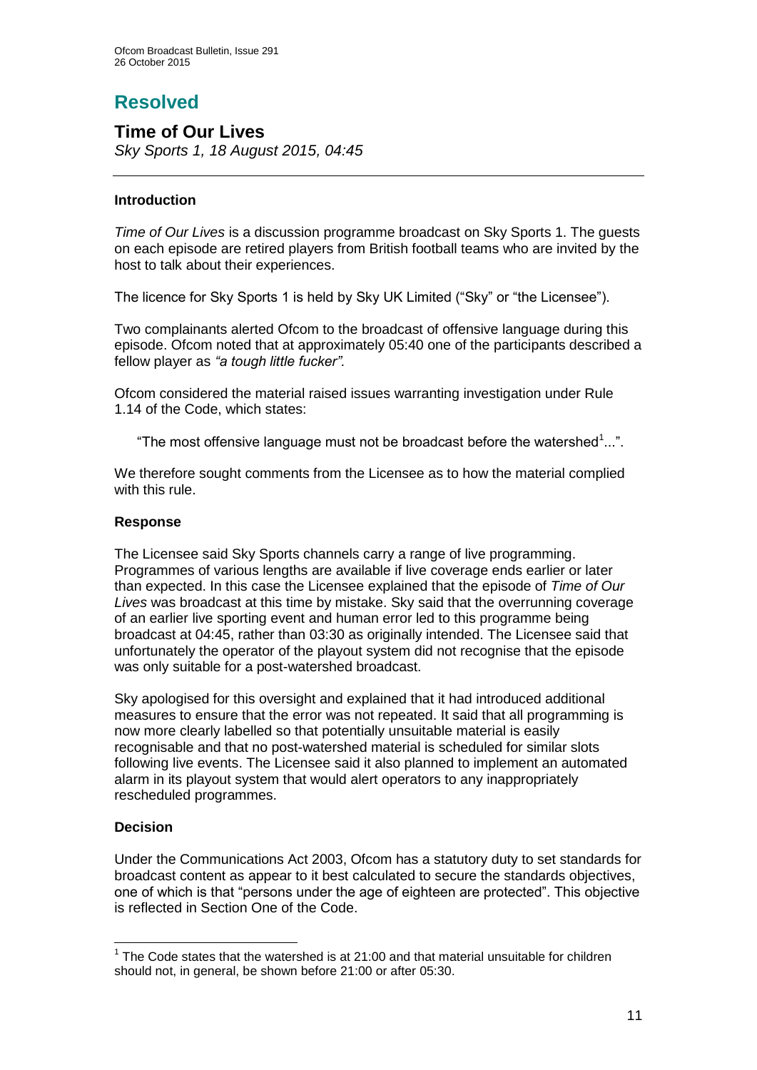# Resolved

## Time of Our Lives

*Sky Sports 1, 18 August 2015, 04:45*

---

### Introduction

*Time of Our Lives* is a discussion programme broadcast on Sky Sports 1. The guests on each episode are retired players from British football teams who are invited by the host to talk about their experiences.

The licence for Sky Sports 1 is held by Sky UK Limited ("Sky" or "the Licensee").

Two complainants alerted Ofcom to the broadcast of offensive language during this episode. Ofcom noted that at approximately 05:40 one of the participants described a fellow player as *"a tough little fucker".*

Ofcom considered the material raised issues warranting investigation under Rule 1.14 of the Code, which states:

> "The most offensive language must not be broadcast before the watershed[1]...".

We therefore sought comments from the Licensee as to how the material complied with this rule.

### Response

The Licensee said Sky Sports channels carry a range of live programming. Programmes of various lengths are available if live coverage ends earlier or later than expected. In this case the Licensee explained that the episode of *Time of Our Lives* was broadcast at this time by mistake. Sky said that the overrunning coverage of an earlier live sporting event and human error led to this programme being broadcast at 04:45, rather than 03:30 as originally intended. The Licensee said that unfortunately the operator of the playout system did not recognise that the episode was only suitable for a post-watershed broadcast.

Sky apologised for this oversight and explained that it had introduced additional measures to ensure that the error was not repeated. It said that all programming is now more clearly labelled so that potentially unsuitable material is easily recognisable and that no post-watershed material is scheduled for similar slots following live events. The Licensee said it also planned to implement an automated alarm in its playout system that would alert operators to any inappropriately rescheduled programmes.

### Decision

Under the Communications Act 2003, Ofcom has a statutory duty to set standards for broadcast content as appear to it best calculated to secure the standards objectives, one of which is that "persons under the age of eighteen are protected". This objective is reflected in Section One of the Code.

---

[1] The Code states that the watershed is at 21:00 and that material unsuitable for children should not, in general, be shown before 21:00 or after 05:30.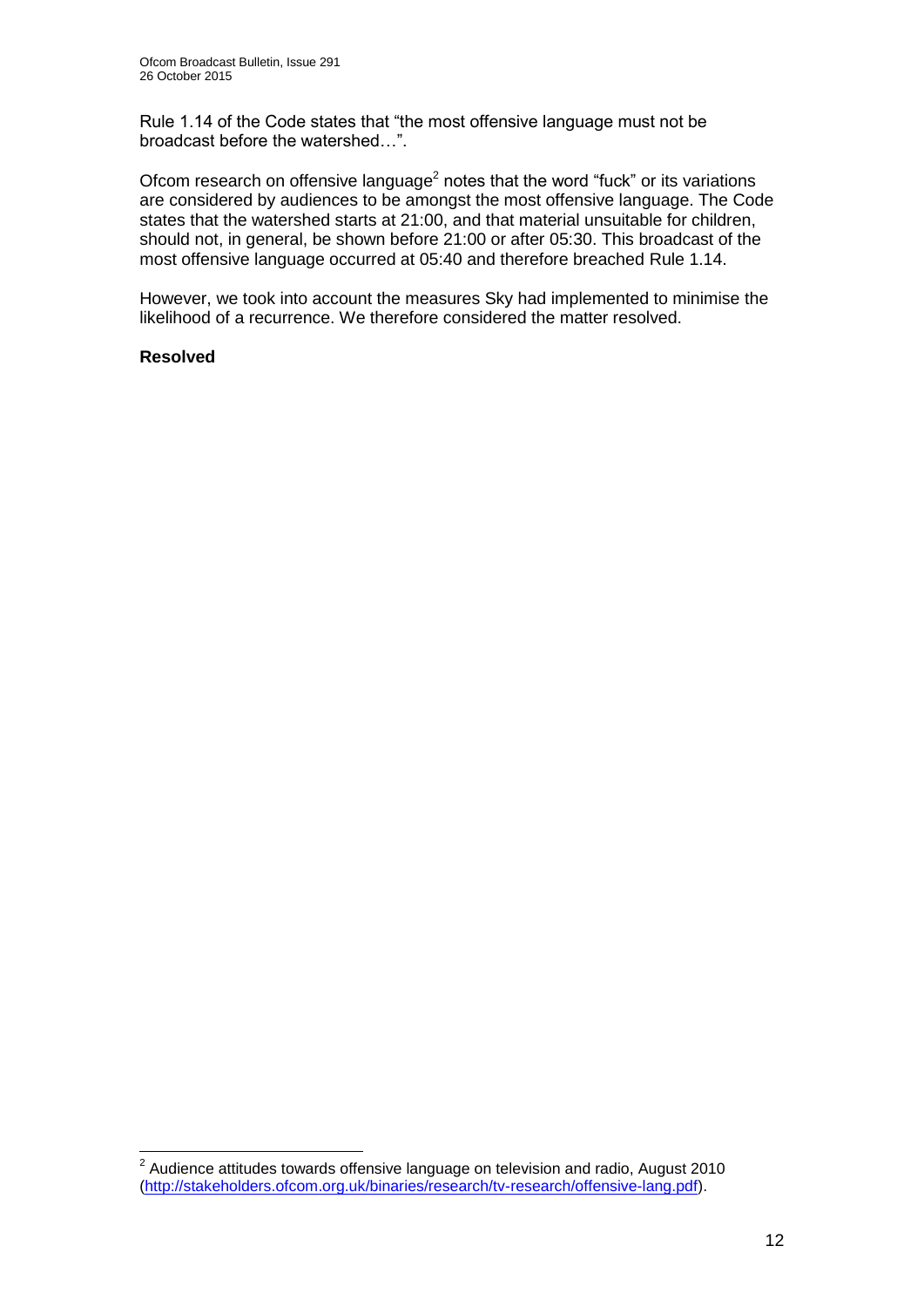Rule 1.14 of the Code states that "the most offensive language must not be broadcast before the watershed…".

Ofcom research on offensive language[2] notes that the word "fuck" or its variations are considered by audiences to be amongst the most offensive language. The Code states that the watershed starts at 21:00, and that material unsuitable for children, should not, in general, be shown before 21:00 or after 05:30. This broadcast of the most offensive language occurred at 05:40 and therefore breached Rule 1.14.

However, we took into account the measures Sky had implemented to minimise the likelihood of a recurrence. We therefore considered the matter resolved.

**Resolved**

[2] Audience attitudes towards offensive language on television and radio, August 2010 (http://stakeholders.ofcom.org.uk/binaries/research/tv-research/offensive-lang.pdf).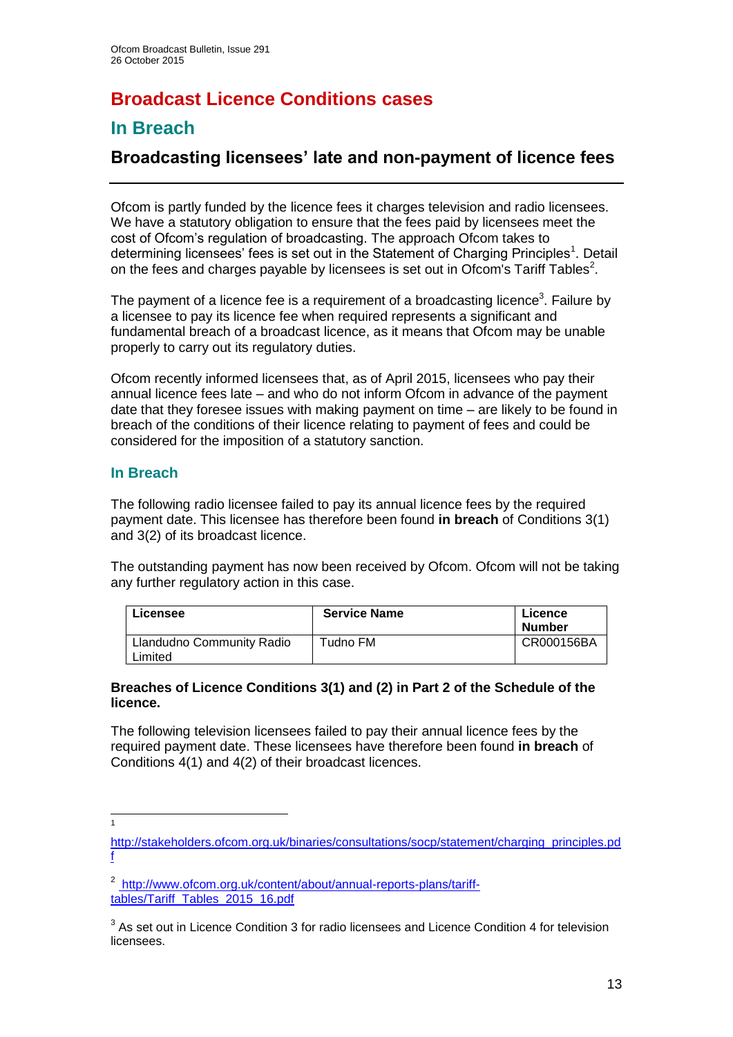# Broadcast Licence Conditions cases

## In Breach

### Broadcasting licensees' late and non-payment of licence fees

Ofcom is partly funded by the licence fees it charges television and radio licensees. We have a statutory obligation to ensure that the fees paid by licensees meet the cost of Ofcom's regulation of broadcasting. The approach Ofcom takes to determining licensees' fees is set out in the Statement of Charging Principles[1]. Detail on the fees and charges payable by licensees is set out in Ofcom's Tariff Tables[2].

The payment of a licence fee is a requirement of a broadcasting licence[3]. Failure by a licensee to pay its licence fee when required represents a significant and fundamental breach of a broadcast licence, as it means that Ofcom may be unable properly to carry out its regulatory duties.

Ofcom recently informed licensees that, as of April 2015, licensees who pay their annual licence fees late – and who do not inform Ofcom in advance of the payment date that they foresee issues with making payment on time – are likely to be found in breach of the conditions of their licence relating to payment of fees and could be considered for the imposition of a statutory sanction.

#### In Breach

The following radio licensee failed to pay its annual licence fees by the required payment date. This licensee has therefore been found **in breach** of Conditions 3(1) and 3(2) of its broadcast licence.

The outstanding payment has now been received by Ofcom. Ofcom will not be taking any further regulatory action in this case.

| Licensee | Service Name | Licence Number |
|---|---|---|
| Llandudno Community Radio Limited | Tudno FM | CR000156BA |

**Breaches of Licence Conditions 3(1) and (2) in Part 2 of the Schedule of the licence.**

The following television licensees failed to pay their annual licence fees by the required payment date. These licensees have therefore been found **in breach** of Conditions 4(1) and 4(2) of their broadcast licences.

---

[1] http://stakeholders.ofcom.org.uk/binaries/consultations/socp/statement/charging_principles.pdf

[2] http://www.ofcom.org.uk/content/about/annual-reports-plans/tariff-tables/Tariff_Tables_2015_16.pdf

[3] As set out in Licence Condition 3 for radio licensees and Licence Condition 4 for television licensees.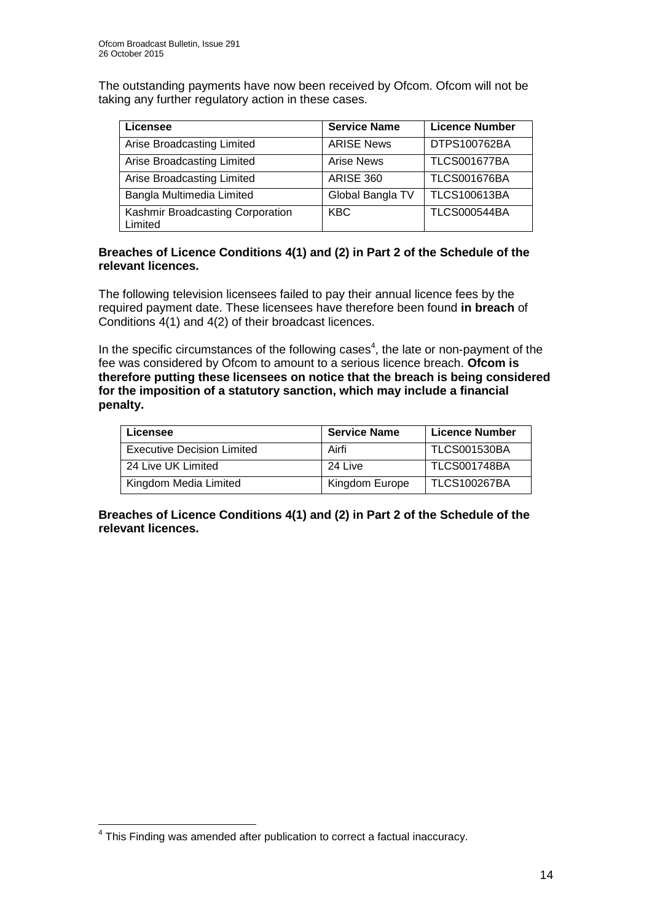The outstanding payments have now been received by Ofcom. Ofcom will not be taking any further regulatory action in these cases.

| Licensee | Service Name | Licence Number |
|---|---|---|
| Arise Broadcasting Limited | ARISE News | DTPS100762BA |
| Arise Broadcasting Limited | Arise News | TLCS001677BA |
| Arise Broadcasting Limited | ARISE 360 | TLCS001676BA |
| Bangla Multimedia Limited | Global Bangla TV | TLCS100613BA |
| Kashmir Broadcasting Corporation Limited | KBC | TLCS000544BA |

**Breaches of Licence Conditions 4(1) and (2) in Part 2 of the Schedule of the relevant licences.**

The following television licensees failed to pay their annual licence fees by the required payment date. These licensees have therefore been found **in breach** of Conditions 4(1) and 4(2) of their broadcast licences.

In the specific circumstances of the following cases[4], the late or non-payment of the fee was considered by Ofcom to amount to a serious licence breach. **Ofcom is therefore putting these licensees on notice that the breach is being considered for the imposition of a statutory sanction, which may include a financial penalty.**

| Licensee | Service Name | Licence Number |
|---|---|---|
| Executive Decision Limited | Airfi | TLCS001530BA |
| 24 Live UK Limited | 24 Live | TLCS001748BA |
| Kingdom Media Limited | Kingdom Europe | TLCS100267BA |

**Breaches of Licence Conditions 4(1) and (2) in Part 2 of the Schedule of the relevant licences.**

[4] This Finding was amended after publication to correct a factual inaccuracy.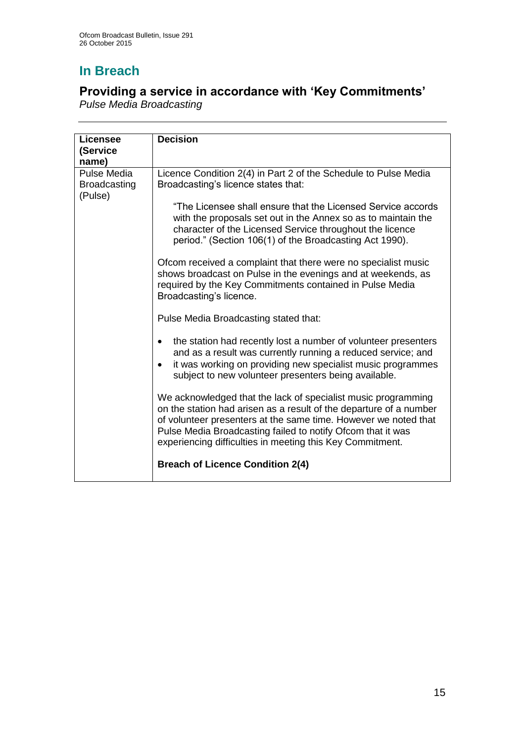## In Breach

### Providing a service in accordance with 'Key Commitments'

*Pulse Media Broadcasting*

| Licensee (Service name) | Decision |
| --- | --- |
| Pulse Media Broadcasting (Pulse) | Licence Condition 2(4) in Part 2 of the Schedule to Pulse Media Broadcasting's licence states that:<br><br>"The Licensee shall ensure that the Licensed Service accords with the proposals set out in the Annex so as to maintain the character of the Licensed Service throughout the licence period." (Section 106(1) of the Broadcasting Act 1990).<br><br>Ofcom received a complaint that there were no specialist music shows broadcast on Pulse in the evenings and at weekends, as required by the Key Commitments contained in Pulse Media Broadcasting's licence.<br><br>Pulse Media Broadcasting stated that:<br><br>• the station had recently lost a number of volunteer presenters and as a result was currently running a reduced service; and<br>• it was working on providing new specialist music programmes subject to new volunteer presenters being available.<br><br>We acknowledged that the lack of specialist music programming on the station had arisen as a result of the departure of a number of volunteer presenters at the same time. However we noted that Pulse Media Broadcasting failed to notify Ofcom that it was experiencing difficulties in meeting this Key Commitment.<br><br>**Breach of Licence Condition 2(4)** |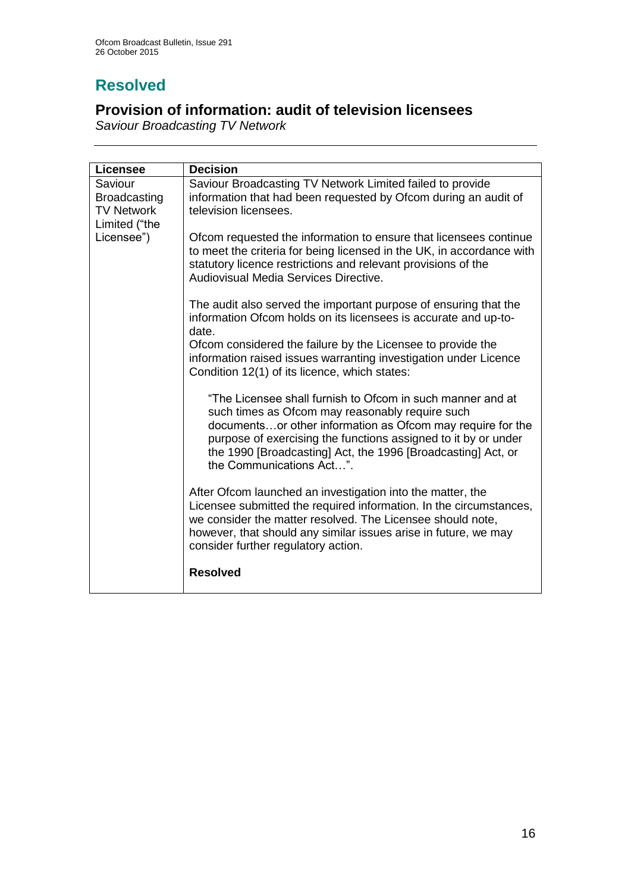# Resolved

## Provision of information: audit of television licensees

*Saviour Broadcasting TV Network*

| Licensee | Decision |
| --- | --- |
| Saviour Broadcasting TV Network Limited ("the Licensee") | Saviour Broadcasting TV Network Limited failed to provide information that had been requested by Ofcom during an audit of television licensees.<br><br>Ofcom requested the information to ensure that licensees continue to meet the criteria for being licensed in the UK, in accordance with statutory licence restrictions and relevant provisions of the Audiovisual Media Services Directive.<br><br>The audit also served the important purpose of ensuring that the information Ofcom holds on its licensees is accurate and up-to-date.<br>Ofcom considered the failure by the Licensee to provide the information raised issues warranting investigation under Licence Condition 12(1) of its licence, which states:<br><br>"The Licensee shall furnish to Ofcom in such manner and at such times as Ofcom may reasonably require such documents…or other information as Ofcom may require for the purpose of exercising the functions assigned to it by or under the 1990 [Broadcasting] Act, the 1996 [Broadcasting] Act, or the Communications Act…".<br><br>After Ofcom launched an investigation into the matter, the Licensee submitted the required information. In the circumstances, we consider the matter resolved. The Licensee should note, however, that should any similar issues arise in future, we may consider further regulatory action.<br><br>**Resolved** |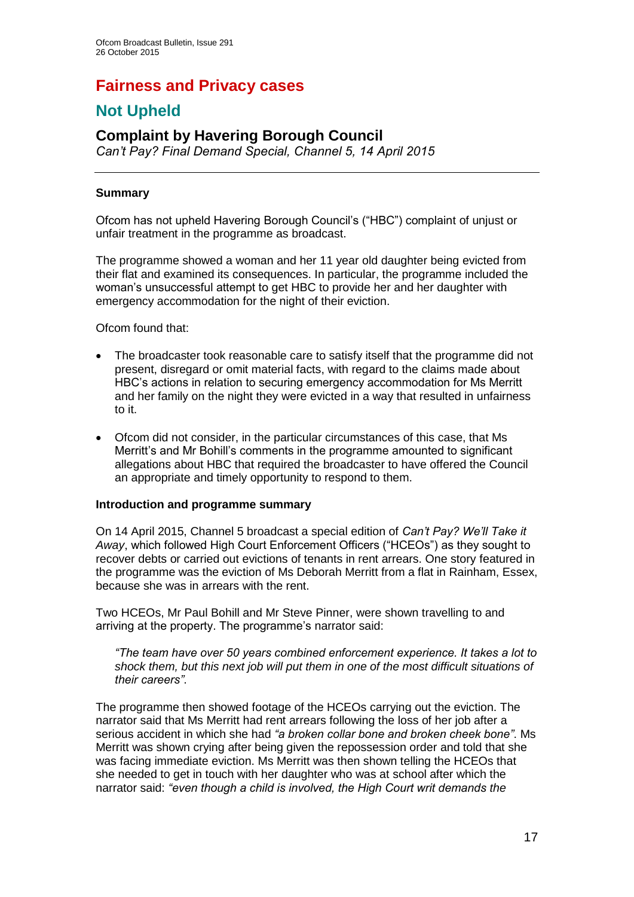# Fairness and Privacy cases

## Not Upheld

### Complaint by Havering Borough Council

*Can't Pay? Final Demand Special, Channel 5, 14 April 2015*

---

#### Summary

Ofcom has not upheld Havering Borough Council's ("HBC") complaint of unjust or unfair treatment in the programme as broadcast.

The programme showed a woman and her 11 year old daughter being evicted from their flat and examined its consequences. In particular, the programme included the woman's unsuccessful attempt to get HBC to provide her and her daughter with emergency accommodation for the night of their eviction.

Ofcom found that:

- The broadcaster took reasonable care to satisfy itself that the programme did not present, disregard or omit material facts, with regard to the claims made about HBC's actions in relation to securing emergency accommodation for Ms Merritt and her family on the night they were evicted in a way that resulted in unfairness to it.
- Ofcom did not consider, in the particular circumstances of this case, that Ms Merritt's and Mr Bohill's comments in the programme amounted to significant allegations about HBC that required the broadcaster to have offered the Council an appropriate and timely opportunity to respond to them.

#### Introduction and programme summary

On 14 April 2015, Channel 5 broadcast a special edition of *Can't Pay? We'll Take it Away*, which followed High Court Enforcement Officers ("HCEOs") as they sought to recover debts or carried out evictions of tenants in rent arrears. One story featured in the programme was the eviction of Ms Deborah Merritt from a flat in Rainham, Essex, because she was in arrears with the rent.

Two HCEOs, Mr Paul Bohill and Mr Steve Pinner, were shown travelling to and arriving at the property. The programme's narrator said:

> *"The team have over 50 years combined enforcement experience. It takes a lot to shock them, but this next job will put them in one of the most difficult situations of their careers".*

The programme then showed footage of the HCEOs carrying out the eviction. The narrator said that Ms Merritt had rent arrears following the loss of her job after a serious accident in which she had *"a broken collar bone and broken cheek bone"*. Ms Merritt was shown crying after being given the repossession order and told that she was facing immediate eviction. Ms Merritt was then shown telling the HCEOs that she needed to get in touch with her daughter who was at school after which the narrator said: *"even though a child is involved, the High Court writ demands the*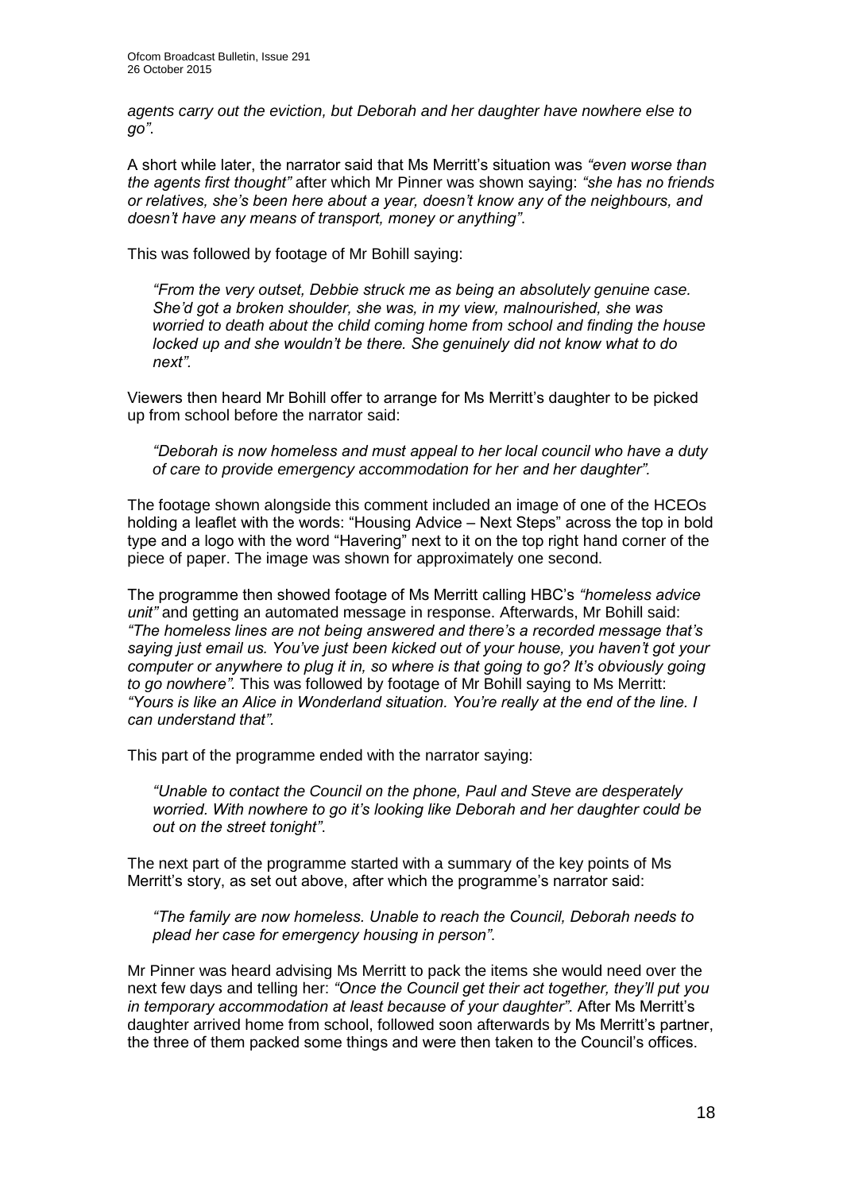*agents carry out the eviction, but Deborah and her daughter have nowhere else to go"*.

A short while later, the narrator said that Ms Merritt's situation was *"even worse than the agents first thought"* after which Mr Pinner was shown saying: *"she has no friends or relatives, she's been here about a year, doesn't know any of the neighbours, and doesn't have any means of transport, money or anything"*.

This was followed by footage of Mr Bohill saying:

> *"From the very outset, Debbie struck me as being an absolutely genuine case. She'd got a broken shoulder, she was, in my view, malnourished, she was worried to death about the child coming home from school and finding the house locked up and she wouldn't be there. She genuinely did not know what to do next".*

Viewers then heard Mr Bohill offer to arrange for Ms Merritt's daughter to be picked up from school before the narrator said:

> *"Deborah is now homeless and must appeal to her local council who have a duty of care to provide emergency accommodation for her and her daughter".*

The footage shown alongside this comment included an image of one of the HCEOs holding a leaflet with the words: "Housing Advice – Next Steps" across the top in bold type and a logo with the word "Havering" next to it on the top right hand corner of the piece of paper. The image was shown for approximately one second.

The programme then showed footage of Ms Merritt calling HBC's *"homeless advice unit"* and getting an automated message in response. Afterwards, Mr Bohill said: *"The homeless lines are not being answered and there's a recorded message that's saying just email us. You've just been kicked out of your house, you haven't got your computer or anywhere to plug it in, so where is that going to go? It's obviously going to go nowhere".* This was followed by footage of Mr Bohill saying to Ms Merritt: *"Yours is like an Alice in Wonderland situation. You're really at the end of the line. I can understand that".*

This part of the programme ended with the narrator saying:

> *"Unable to contact the Council on the phone, Paul and Steve are desperately worried. With nowhere to go it's looking like Deborah and her daughter could be out on the street tonight"*.

The next part of the programme started with a summary of the key points of Ms Merritt's story, as set out above, after which the programme's narrator said:

> *"The family are now homeless. Unable to reach the Council, Deborah needs to plead her case for emergency housing in person"*.

Mr Pinner was heard advising Ms Merritt to pack the items she would need over the next few days and telling her: *"Once the Council get their act together, they'll put you in temporary accommodation at least because of your daughter"*. After Ms Merritt's daughter arrived home from school, followed soon afterwards by Ms Merritt's partner, the three of them packed some things and were then taken to the Council's offices.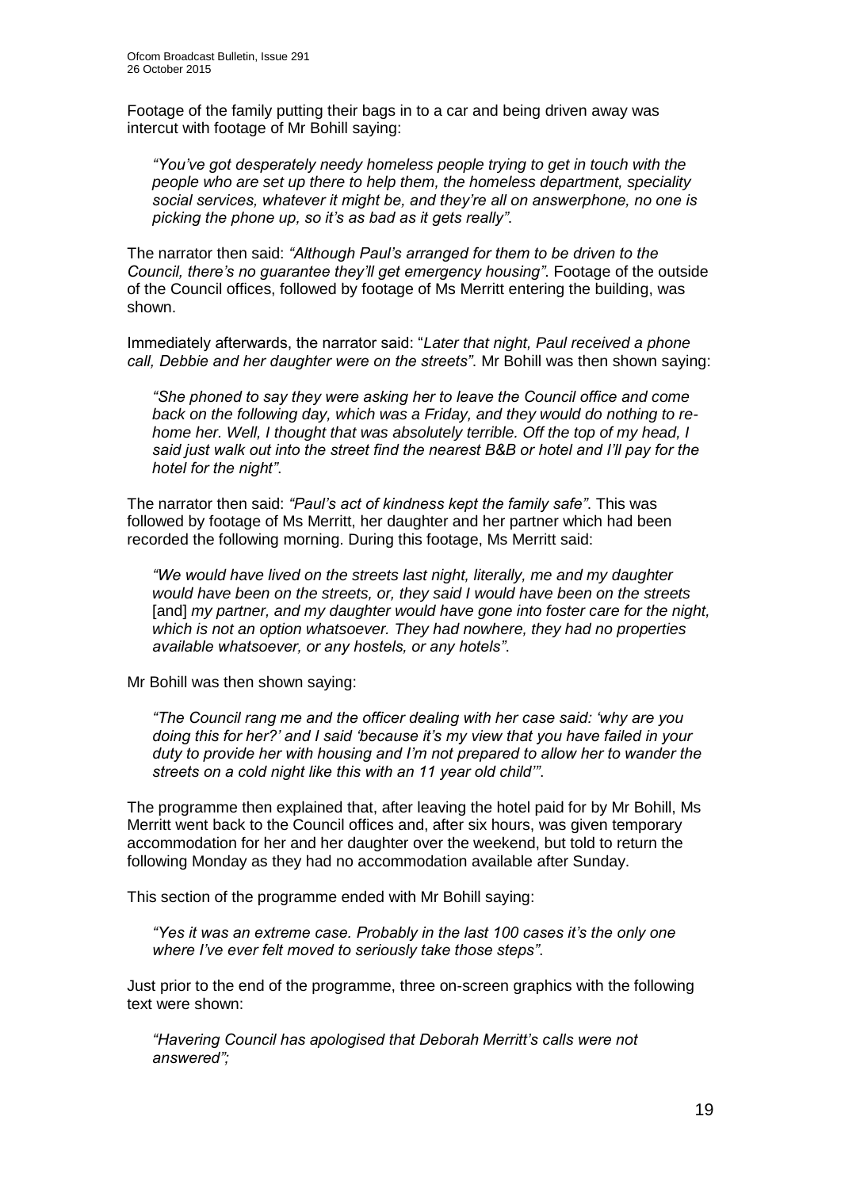Footage of the family putting their bags in to a car and being driven away was intercut with footage of Mr Bohill saying:

> *"You've got desperately needy homeless people trying to get in touch with the people who are set up there to help them, the homeless department, speciality social services, whatever it might be, and they're all on answerphone, no one is picking the phone up, so it's as bad as it gets really".*

The narrator then said: *"Although Paul's arranged for them to be driven to the Council, there's no guarantee they'll get emergency housing"*. Footage of the outside of the Council offices, followed by footage of Ms Merritt entering the building, was shown.

Immediately afterwards, the narrator said: "*Later that night, Paul received a phone call, Debbie and her daughter were on the streets"*. Mr Bohill was then shown saying:

> *"She phoned to say they were asking her to leave the Council office and come back on the following day, which was a Friday, and they would do nothing to re-home her. Well, I thought that was absolutely terrible. Off the top of my head, I said just walk out into the street find the nearest B&B or hotel and I'll pay for the hotel for the night"*.

The narrator then said: *"Paul's act of kindness kept the family safe"*. This was followed by footage of Ms Merritt, her daughter and her partner which had been recorded the following morning. During this footage, Ms Merritt said:

> *"We would have lived on the streets last night, literally, me and my daughter would have been on the streets, or, they said I would have been on the streets* [and] *my partner, and my daughter would have gone into foster care for the night, which is not an option whatsoever. They had nowhere, they had no properties available whatsoever, or any hostels, or any hotels"*.

Mr Bohill was then shown saying:

> *"The Council rang me and the officer dealing with her case said: 'why are you doing this for her?' and I said 'because it's my view that you have failed in your duty to provide her with housing and I'm not prepared to allow her to wander the streets on a cold night like this with an 11 year old child'"*.

The programme then explained that, after leaving the hotel paid for by Mr Bohill, Ms Merritt went back to the Council offices and, after six hours, was given temporary accommodation for her and her daughter over the weekend, but told to return the following Monday as they had no accommodation available after Sunday.

This section of the programme ended with Mr Bohill saying:

> *"Yes it was an extreme case. Probably in the last 100 cases it's the only one where I've ever felt moved to seriously take those steps"*.

Just prior to the end of the programme, three on-screen graphics with the following text were shown:

> *"Havering Council has apologised that Deborah Merritt's calls were not answered";*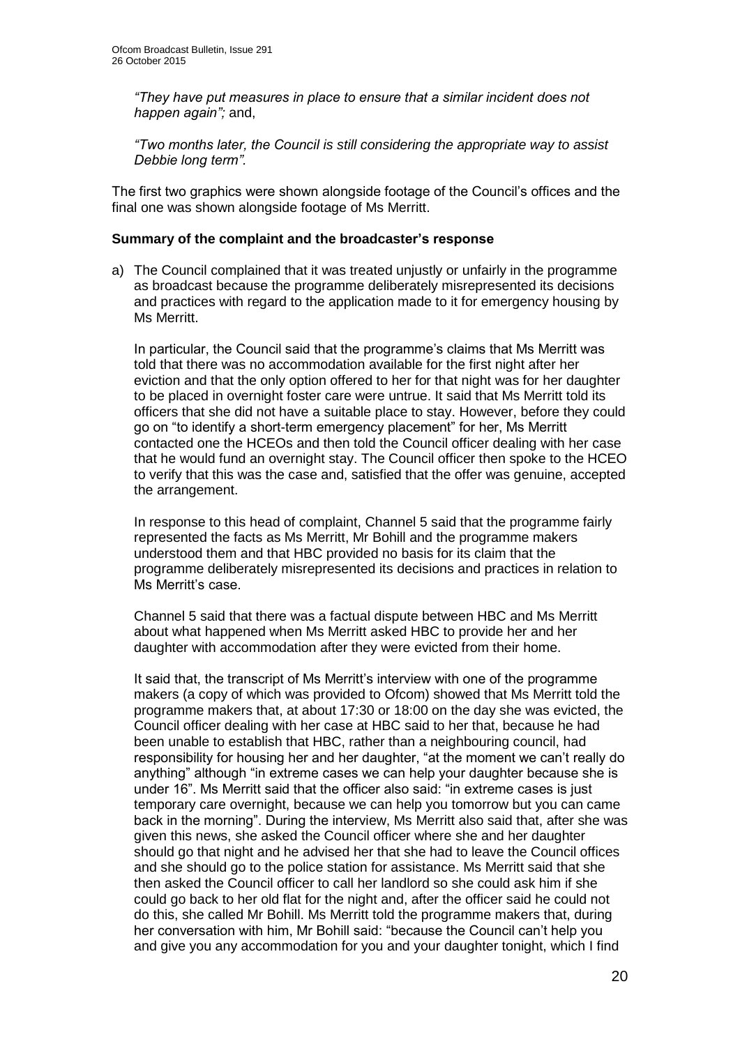*"They have put measures in place to ensure that a similar incident does not happen again";* and,

*"Two months later, the Council is still considering the appropriate way to assist Debbie long term".*

The first two graphics were shown alongside footage of the Council's offices and the final one was shown alongside footage of Ms Merritt.

**Summary of the complaint and the broadcaster's response**

a) The Council complained that it was treated unjustly or unfairly in the programme as broadcast because the programme deliberately misrepresented its decisions and practices with regard to the application made to it for emergency housing by Ms Merritt.

   In particular, the Council said that the programme's claims that Ms Merritt was told that there was no accommodation available for the first night after her eviction and that the only option offered to her for that night was for her daughter to be placed in overnight foster care were untrue. It said that Ms Merritt told its officers that she did not have a suitable place to stay. However, before they could go on "to identify a short-term emergency placement" for her, Ms Merritt contacted one the HCEOs and then told the Council officer dealing with her case that he would fund an overnight stay. The Council officer then spoke to the HCEO to verify that this was the case and, satisfied that the offer was genuine, accepted the arrangement.

   In response to this head of complaint, Channel 5 said that the programme fairly represented the facts as Ms Merritt, Mr Bohill and the programme makers understood them and that HBC provided no basis for its claim that the programme deliberately misrepresented its decisions and practices in relation to Ms Merritt's case.

   Channel 5 said that there was a factual dispute between HBC and Ms Merritt about what happened when Ms Merritt asked HBC to provide her and her daughter with accommodation after they were evicted from their home.

   It said that, the transcript of Ms Merritt's interview with one of the programme makers (a copy of which was provided to Ofcom) showed that Ms Merritt told the programme makers that, at about 17:30 or 18:00 on the day she was evicted, the Council officer dealing with her case at HBC said to her that, because he had been unable to establish that HBC, rather than a neighbouring council, had responsibility for housing her and her daughter, "at the moment we can't really do anything" although "in extreme cases we can help your daughter because she is under 16". Ms Merritt said that the officer also said: "in extreme cases is just temporary care overnight, because we can help you tomorrow but you can came back in the morning". During the interview, Ms Merritt also said that, after she was given this news, she asked the Council officer where she and her daughter should go that night and he advised her that she had to leave the Council offices and she should go to the police station for assistance. Ms Merritt said that she then asked the Council officer to call her landlord so she could ask him if she could go back to her old flat for the night and, after the officer said he could not do this, she called Mr Bohill. Ms Merritt told the programme makers that, during her conversation with him, Mr Bohill said: "because the Council can't help you and give you any accommodation for you and your daughter tonight, which I find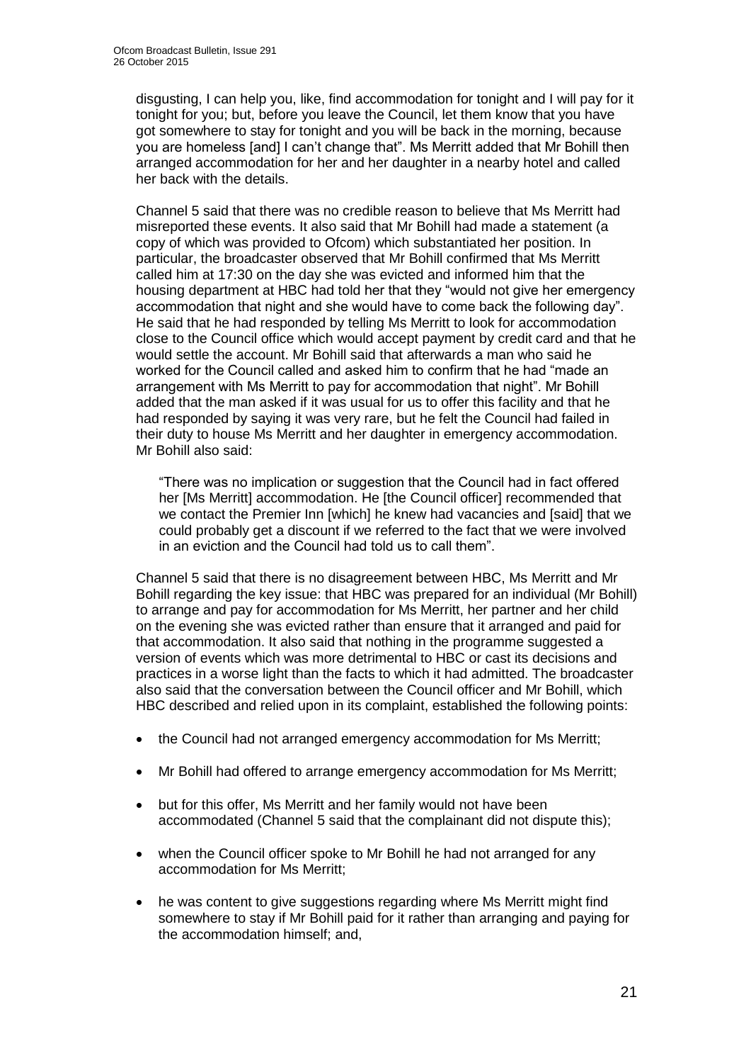disgusting, I can help you, like, find accommodation for tonight and I will pay for it tonight for you; but, before you leave the Council, let them know that you have got somewhere to stay for tonight and you will be back in the morning, because you are homeless [and] I can't change that". Ms Merritt added that Mr Bohill then arranged accommodation for her and her daughter in a nearby hotel and called her back with the details.

Channel 5 said that there was no credible reason to believe that Ms Merritt had misreported these events. It also said that Mr Bohill had made a statement (a copy of which was provided to Ofcom) which substantiated her position. In particular, the broadcaster observed that Mr Bohill confirmed that Ms Merritt called him at 17:30 on the day she was evicted and informed him that the housing department at HBC had told her that they "would not give her emergency accommodation that night and she would have to come back the following day". He said that he had responded by telling Ms Merritt to look for accommodation close to the Council office which would accept payment by credit card and that he would settle the account. Mr Bohill said that afterwards a man who said he worked for the Council called and asked him to confirm that he had "made an arrangement with Ms Merritt to pay for accommodation that night". Mr Bohill added that the man asked if it was usual for us to offer this facility and that he had responded by saying it was very rare, but he felt the Council had failed in their duty to house Ms Merritt and her daughter in emergency accommodation. Mr Bohill also said:

> "There was no implication or suggestion that the Council had in fact offered her [Ms Merritt] accommodation. He [the Council officer] recommended that we contact the Premier Inn [which] he knew had vacancies and [said] that we could probably get a discount if we referred to the fact that we were involved in an eviction and the Council had told us to call them".

Channel 5 said that there is no disagreement between HBC, Ms Merritt and Mr Bohill regarding the key issue: that HBC was prepared for an individual (Mr Bohill) to arrange and pay for accommodation for Ms Merritt, her partner and her child on the evening she was evicted rather than ensure that it arranged and paid for that accommodation. It also said that nothing in the programme suggested a version of events which was more detrimental to HBC or cast its decisions and practices in a worse light than the facts to which it had admitted. The broadcaster also said that the conversation between the Council officer and Mr Bohill, which HBC described and relied upon in its complaint, established the following points:

- the Council had not arranged emergency accommodation for Ms Merritt;
- Mr Bohill had offered to arrange emergency accommodation for Ms Merritt;
- but for this offer, Ms Merritt and her family would not have been accommodated (Channel 5 said that the complainant did not dispute this);
- when the Council officer spoke to Mr Bohill he had not arranged for any accommodation for Ms Merritt;
- he was content to give suggestions regarding where Ms Merritt might find somewhere to stay if Mr Bohill paid for it rather than arranging and paying for the accommodation himself; and,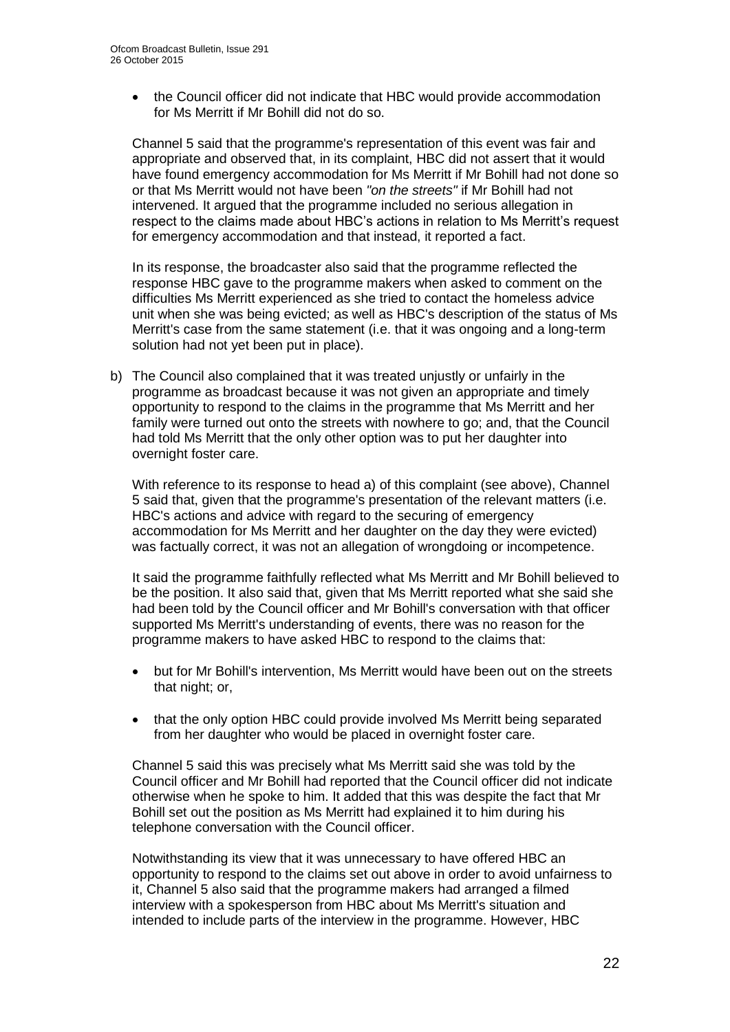- the Council officer did not indicate that HBC would provide accommodation for Ms Merritt if Mr Bohill did not do so.

Channel 5 said that the programme's representation of this event was fair and appropriate and observed that, in its complaint, HBC did not assert that it would have found emergency accommodation for Ms Merritt if Mr Bohill had not done so or that Ms Merritt would not have been *"on the streets"* if Mr Bohill had not intervened. It argued that the programme included no serious allegation in respect to the claims made about HBC's actions in relation to Ms Merritt's request for emergency accommodation and that instead, it reported a fact.

In its response, the broadcaster also said that the programme reflected the response HBC gave to the programme makers when asked to comment on the difficulties Ms Merritt experienced as she tried to contact the homeless advice unit when she was being evicted; as well as HBC's description of the status of Ms Merritt's case from the same statement (i.e. that it was ongoing and a long-term solution had not yet been put in place).

b) The Council also complained that it was treated unjustly or unfairly in the programme as broadcast because it was not given an appropriate and timely opportunity to respond to the claims in the programme that Ms Merritt and her family were turned out onto the streets with nowhere to go; and, that the Council had told Ms Merritt that the only other option was to put her daughter into overnight foster care.

With reference to its response to head a) of this complaint (see above), Channel 5 said that, given that the programme's presentation of the relevant matters (i.e. HBC's actions and advice with regard to the securing of emergency accommodation for Ms Merritt and her daughter on the day they were evicted) was factually correct, it was not an allegation of wrongdoing or incompetence.

It said the programme faithfully reflected what Ms Merritt and Mr Bohill believed to be the position. It also said that, given that Ms Merritt reported what she said she had been told by the Council officer and Mr Bohill's conversation with that officer supported Ms Merritt's understanding of events, there was no reason for the programme makers to have asked HBC to respond to the claims that:

- but for Mr Bohill's intervention, Ms Merritt would have been out on the streets that night; or,
- that the only option HBC could provide involved Ms Merritt being separated from her daughter who would be placed in overnight foster care.

Channel 5 said this was precisely what Ms Merritt said she was told by the Council officer and Mr Bohill had reported that the Council officer did not indicate otherwise when he spoke to him. It added that this was despite the fact that Mr Bohill set out the position as Ms Merritt had explained it to him during his telephone conversation with the Council officer.

Notwithstanding its view that it was unnecessary to have offered HBC an opportunity to respond to the claims set out above in order to avoid unfairness to it, Channel 5 also said that the programme makers had arranged a filmed interview with a spokesperson from HBC about Ms Merritt's situation and intended to include parts of the interview in the programme. However, HBC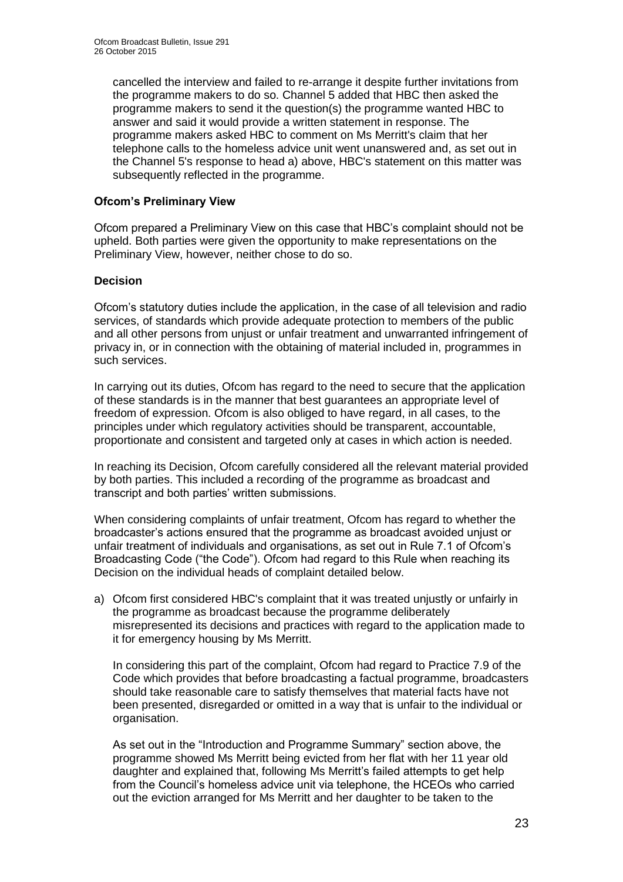cancelled the interview and failed to re-arrange it despite further invitations from the programme makers to do so. Channel 5 added that HBC then asked the programme makers to send it the question(s) the programme wanted HBC to answer and said it would provide a written statement in response. The programme makers asked HBC to comment on Ms Merritt's claim that her telephone calls to the homeless advice unit went unanswered and, as set out in the Channel 5's response to head a) above, HBC's statement on this matter was subsequently reflected in the programme.

**Ofcom's Preliminary View**

Ofcom prepared a Preliminary View on this case that HBC's complaint should not be upheld. Both parties were given the opportunity to make representations on the Preliminary View, however, neither chose to do so.

**Decision**

Ofcom's statutory duties include the application, in the case of all television and radio services, of standards which provide adequate protection to members of the public and all other persons from unjust or unfair treatment and unwarranted infringement of privacy in, or in connection with the obtaining of material included in, programmes in such services.

In carrying out its duties, Ofcom has regard to the need to secure that the application of these standards is in the manner that best guarantees an appropriate level of freedom of expression. Ofcom is also obliged to have regard, in all cases, to the principles under which regulatory activities should be transparent, accountable, proportionate and consistent and targeted only at cases in which action is needed.

In reaching its Decision, Ofcom carefully considered all the relevant material provided by both parties. This included a recording of the programme as broadcast and transcript and both parties' written submissions.

When considering complaints of unfair treatment, Ofcom has regard to whether the broadcaster's actions ensured that the programme as broadcast avoided unjust or unfair treatment of individuals and organisations, as set out in Rule 7.1 of Ofcom's Broadcasting Code ("the Code"). Ofcom had regard to this Rule when reaching its Decision on the individual heads of complaint detailed below.

a) Ofcom first considered HBC's complaint that it was treated unjustly or unfairly in the programme as broadcast because the programme deliberately misrepresented its decisions and practices with regard to the application made to it for emergency housing by Ms Merritt.

   In considering this part of the complaint, Ofcom had regard to Practice 7.9 of the Code which provides that before broadcasting a factual programme, broadcasters should take reasonable care to satisfy themselves that material facts have not been presented, disregarded or omitted in a way that is unfair to the individual or organisation.

   As set out in the "Introduction and Programme Summary" section above, the programme showed Ms Merritt being evicted from her flat with her 11 year old daughter and explained that, following Ms Merritt's failed attempts to get help from the Council's homeless advice unit via telephone, the HCEOs who carried out the eviction arranged for Ms Merritt and her daughter to be taken to the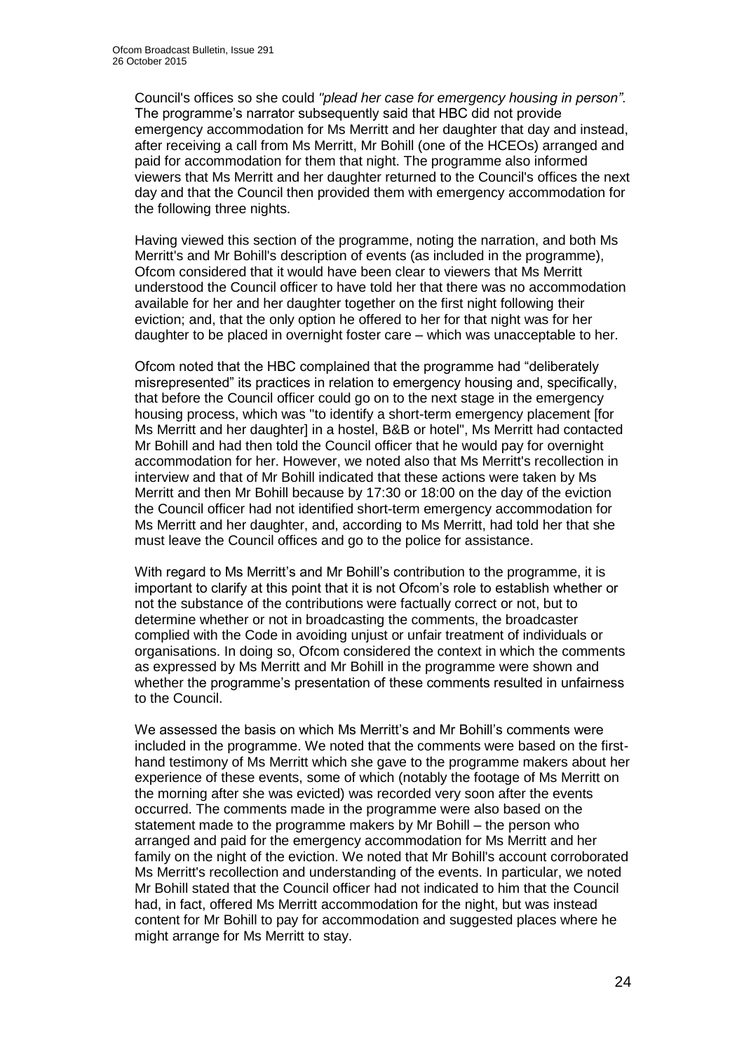Council's offices so she could *"plead her case for emergency housing in person"*. The programme's narrator subsequently said that HBC did not provide emergency accommodation for Ms Merritt and her daughter that day and instead, after receiving a call from Ms Merritt, Mr Bohill (one of the HCEOs) arranged and paid for accommodation for them that night. The programme also informed viewers that Ms Merritt and her daughter returned to the Council's offices the next day and that the Council then provided them with emergency accommodation for the following three nights.

Having viewed this section of the programme, noting the narration, and both Ms Merritt's and Mr Bohill's description of events (as included in the programme), Ofcom considered that it would have been clear to viewers that Ms Merritt understood the Council officer to have told her that there was no accommodation available for her and her daughter together on the first night following their eviction; and, that the only option he offered to her for that night was for her daughter to be placed in overnight foster care – which was unacceptable to her.

Ofcom noted that the HBC complained that the programme had "deliberately misrepresented" its practices in relation to emergency housing and, specifically, that before the Council officer could go on to the next stage in the emergency housing process, which was "to identify a short-term emergency placement [for Ms Merritt and her daughter] in a hostel, B&B or hotel", Ms Merritt had contacted Mr Bohill and had then told the Council officer that he would pay for overnight accommodation for her. However, we noted also that Ms Merritt's recollection in interview and that of Mr Bohill indicated that these actions were taken by Ms Merritt and then Mr Bohill because by 17:30 or 18:00 on the day of the eviction the Council officer had not identified short-term emergency accommodation for Ms Merritt and her daughter, and, according to Ms Merritt, had told her that she must leave the Council offices and go to the police for assistance.

With regard to Ms Merritt's and Mr Bohill's contribution to the programme, it is important to clarify at this point that it is not Ofcom's role to establish whether or not the substance of the contributions were factually correct or not, but to determine whether or not in broadcasting the comments, the broadcaster complied with the Code in avoiding unjust or unfair treatment of individuals or organisations. In doing so, Ofcom considered the context in which the comments as expressed by Ms Merritt and Mr Bohill in the programme were shown and whether the programme's presentation of these comments resulted in unfairness to the Council.

We assessed the basis on which Ms Merritt's and Mr Bohill's comments were included in the programme. We noted that the comments were based on the first-hand testimony of Ms Merritt which she gave to the programme makers about her experience of these events, some of which (notably the footage of Ms Merritt on the morning after she was evicted) was recorded very soon after the events occurred. The comments made in the programme were also based on the statement made to the programme makers by Mr Bohill – the person who arranged and paid for the emergency accommodation for Ms Merritt and her family on the night of the eviction. We noted that Mr Bohill's account corroborated Ms Merritt's recollection and understanding of the events. In particular, we noted Mr Bohill stated that the Council officer had not indicated to him that the Council had, in fact, offered Ms Merritt accommodation for the night, but was instead content for Mr Bohill to pay for accommodation and suggested places where he might arrange for Ms Merritt to stay.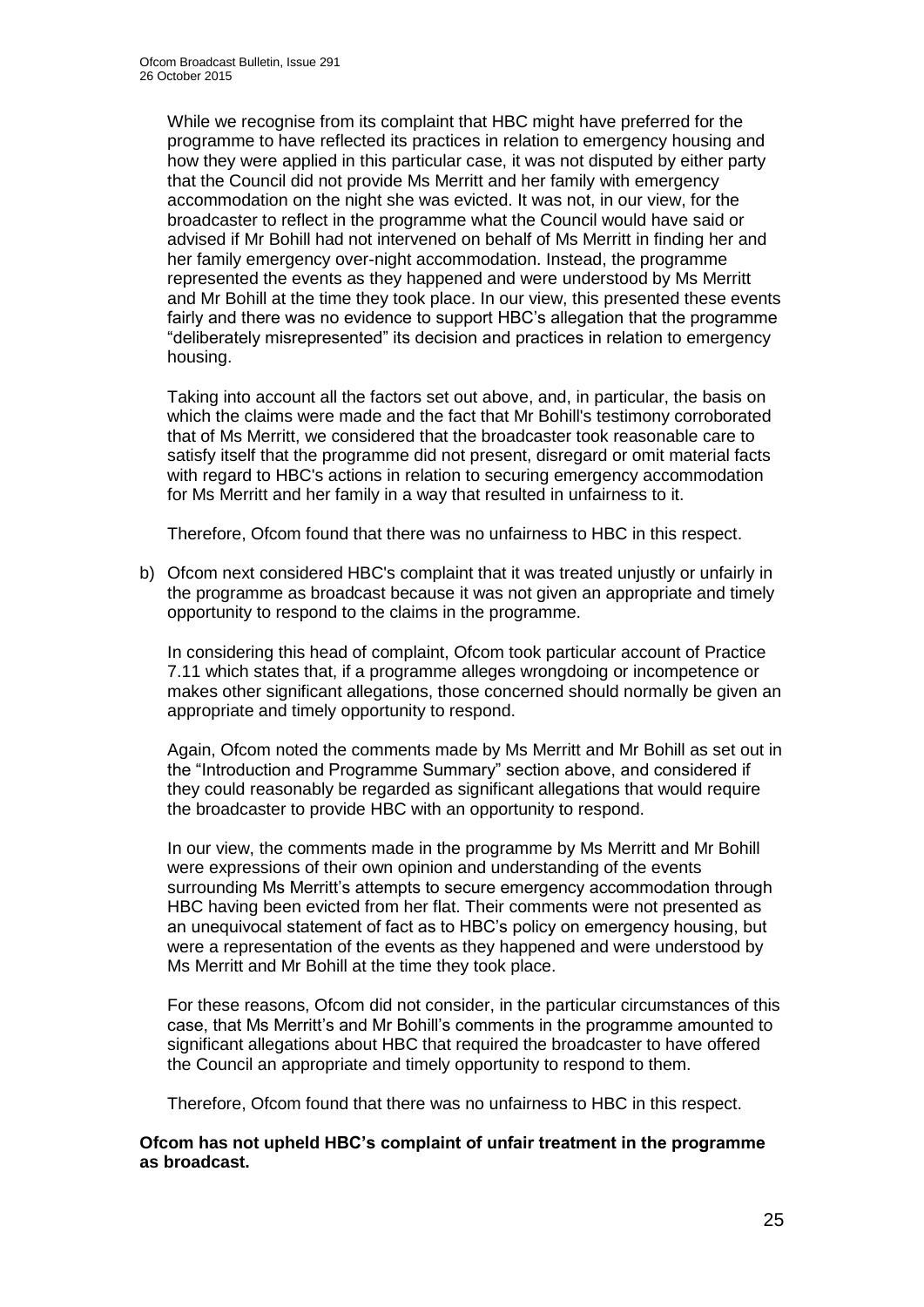While we recognise from its complaint that HBC might have preferred for the programme to have reflected its practices in relation to emergency housing and how they were applied in this particular case, it was not disputed by either party that the Council did not provide Ms Merritt and her family with emergency accommodation on the night she was evicted. It was not, in our view, for the broadcaster to reflect in the programme what the Council would have said or advised if Mr Bohill had not intervened on behalf of Ms Merritt in finding her and her family emergency over-night accommodation. Instead, the programme represented the events as they happened and were understood by Ms Merritt and Mr Bohill at the time they took place. In our view, this presented these events fairly and there was no evidence to support HBC's allegation that the programme "deliberately misrepresented" its decision and practices in relation to emergency housing.

Taking into account all the factors set out above, and, in particular, the basis on which the claims were made and the fact that Mr Bohill's testimony corroborated that of Ms Merritt, we considered that the broadcaster took reasonable care to satisfy itself that the programme did not present, disregard or omit material facts with regard to HBC's actions in relation to securing emergency accommodation for Ms Merritt and her family in a way that resulted in unfairness to it.

Therefore, Ofcom found that there was no unfairness to HBC in this respect.

b) Ofcom next considered HBC's complaint that it was treated unjustly or unfairly in the programme as broadcast because it was not given an appropriate and timely opportunity to respond to the claims in the programme.

In considering this head of complaint, Ofcom took particular account of Practice 7.11 which states that, if a programme alleges wrongdoing or incompetence or makes other significant allegations, those concerned should normally be given an appropriate and timely opportunity to respond.

Again, Ofcom noted the comments made by Ms Merritt and Mr Bohill as set out in the "Introduction and Programme Summary" section above, and considered if they could reasonably be regarded as significant allegations that would require the broadcaster to provide HBC with an opportunity to respond.

In our view, the comments made in the programme by Ms Merritt and Mr Bohill were expressions of their own opinion and understanding of the events surrounding Ms Merritt's attempts to secure emergency accommodation through HBC having been evicted from her flat. Their comments were not presented as an unequivocal statement of fact as to HBC's policy on emergency housing, but were a representation of the events as they happened and were understood by Ms Merritt and Mr Bohill at the time they took place.

For these reasons, Ofcom did not consider, in the particular circumstances of this case, that Ms Merritt's and Mr Bohill's comments in the programme amounted to significant allegations about HBC that required the broadcaster to have offered the Council an appropriate and timely opportunity to respond to them.

Therefore, Ofcom found that there was no unfairness to HBC in this respect.

**Ofcom has not upheld HBC's complaint of unfair treatment in the programme as broadcast.**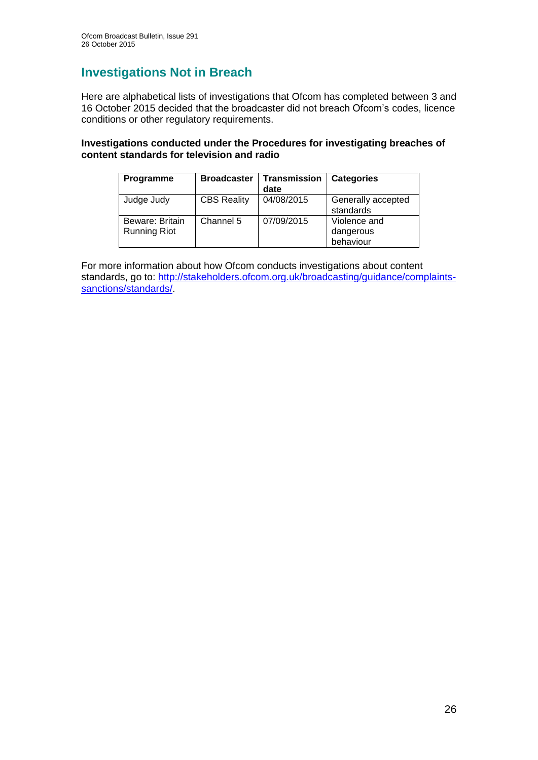# Investigations Not in Breach

Here are alphabetical lists of investigations that Ofcom has completed between 3 and 16 October 2015 decided that the broadcaster did not breach Ofcom's codes, licence conditions or other regulatory requirements.

**Investigations conducted under the Procedures for investigating breaches of content standards for television and radio**

| Programme | Broadcaster | Transmission date | Categories |
|---|---|---|---|
| Judge Judy | CBS Reality | 04/08/2015 | Generally accepted standards |
| Beware: Britain Running Riot | Channel 5 | 07/09/2015 | Violence and dangerous behaviour |

For more information about how Ofcom conducts investigations about content standards, go to: [http://stakeholders.ofcom.org.uk/broadcasting/guidance/complaints-sanctions/standards/](http://stakeholders.ofcom.org.uk/broadcasting/guidance/complaints-sanctions/standards/).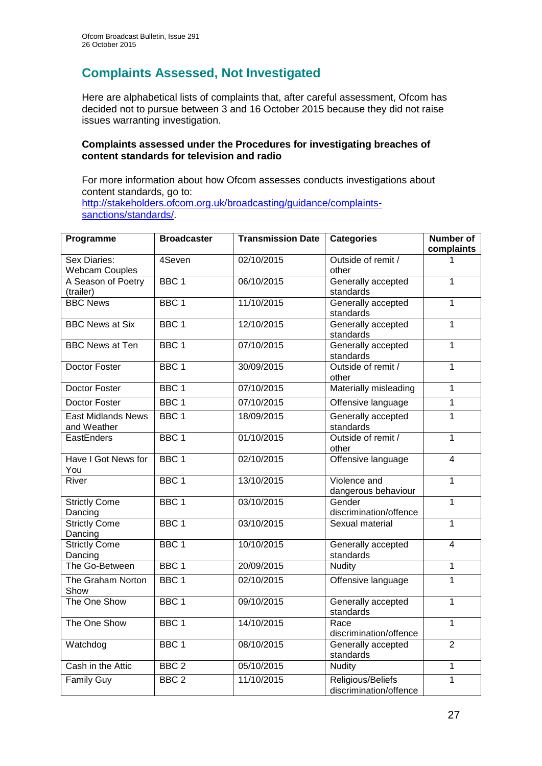## Complaints Assessed, Not Investigated

Here are alphabetical lists of complaints that, after careful assessment, Ofcom has decided not to pursue between 3 and 16 October 2015 because they did not raise issues warranting investigation.

**Complaints assessed under the Procedures for investigating breaches of content standards for television and radio**

For more information about how Ofcom assesses conducts investigations about content standards, go to: http://stakeholders.ofcom.org.uk/broadcasting/guidance/complaints-sanctions/standards/.

| Programme | Broadcaster | Transmission Date | Categories | Number of complaints |
|---|---|---|---|---|
| Sex Diaries: Webcam Couples | 4Seven | 02/10/2015 | Outside of remit / other | 1 |
| A Season of Poetry (trailer) | BBC 1 | 06/10/2015 | Generally accepted standards | 1 |
| BBC News | BBC 1 | 11/10/2015 | Generally accepted standards | 1 |
| BBC News at Six | BBC 1 | 12/10/2015 | Generally accepted standards | 1 |
| BBC News at Ten | BBC 1 | 07/10/2015 | Generally accepted standards | 1 |
| Doctor Foster | BBC 1 | 30/09/2015 | Outside of remit / other | 1 |
| Doctor Foster | BBC 1 | 07/10/2015 | Materially misleading | 1 |
| Doctor Foster | BBC 1 | 07/10/2015 | Offensive language | 1 |
| East Midlands News and Weather | BBC 1 | 18/09/2015 | Generally accepted standards | 1 |
| EastEnders | BBC 1 | 01/10/2015 | Outside of remit / other | 1 |
| Have I Got News for You | BBC 1 | 02/10/2015 | Offensive language | 4 |
| River | BBC 1 | 13/10/2015 | Violence and dangerous behaviour | 1 |
| Strictly Come Dancing | BBC 1 | 03/10/2015 | Gender discrimination/offence | 1 |
| Strictly Come Dancing | BBC 1 | 03/10/2015 | Sexual material | 1 |
| Strictly Come Dancing | BBC 1 | 10/10/2015 | Generally accepted standards | 4 |
| The Go-Between | BBC 1 | 20/09/2015 | Nudity | 1 |
| The Graham Norton Show | BBC 1 | 02/10/2015 | Offensive language | 1 |
| The One Show | BBC 1 | 09/10/2015 | Generally accepted standards | 1 |
| The One Show | BBC 1 | 14/10/2015 | Race discrimination/offence | 1 |
| Watchdog | BBC 1 | 08/10/2015 | Generally accepted standards | 2 |
| Cash in the Attic | BBC 2 | 05/10/2015 | Nudity | 1 |
| Family Guy | BBC 2 | 11/10/2015 | Religious/Beliefs discrimination/offence | 1 |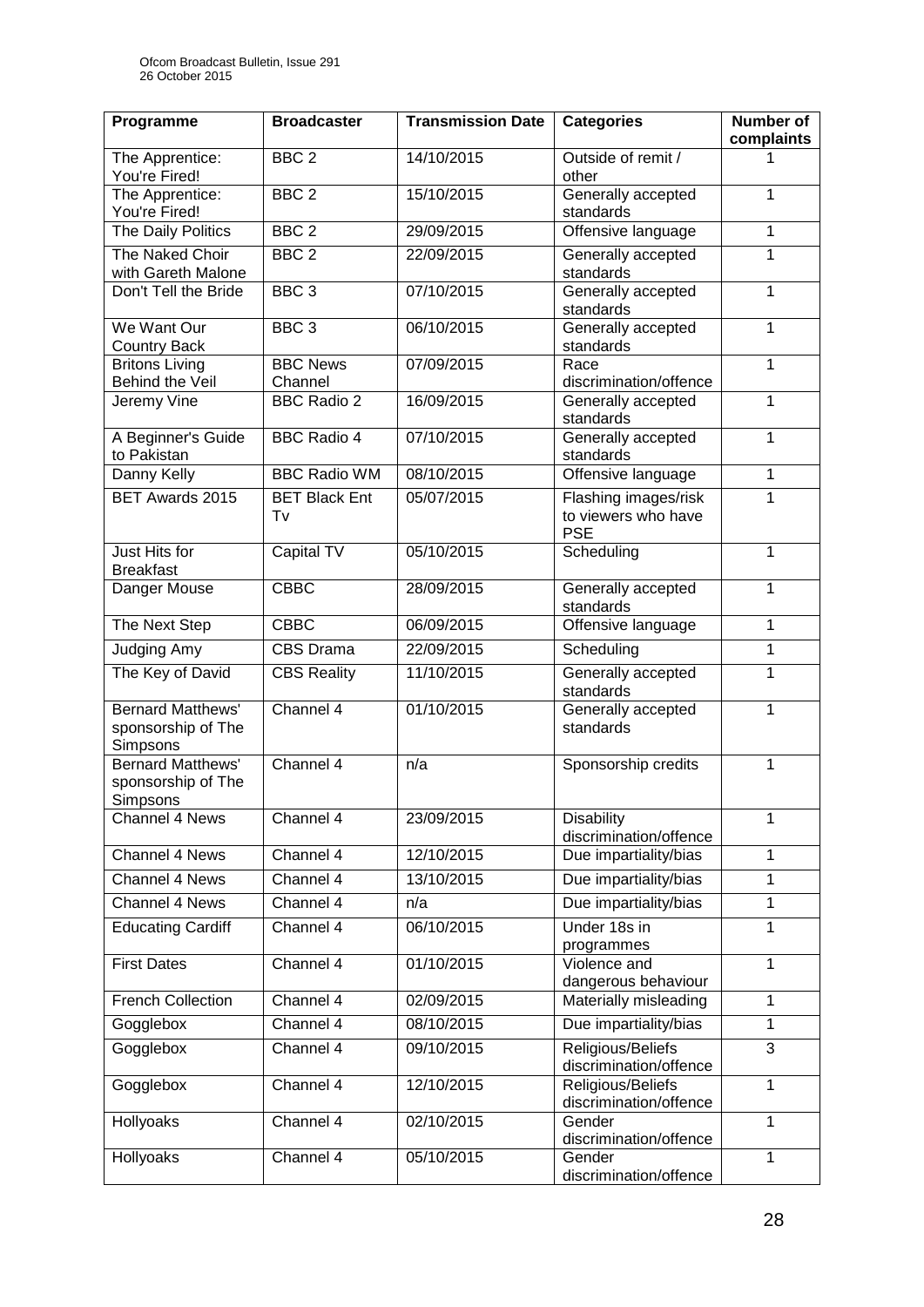| Programme | Broadcaster | Transmission Date | Categories | Number of complaints |
| --- | --- | --- | --- | --- |
| The Apprentice: You're Fired! | BBC 2 | 14/10/2015 | Outside of remit / other | 1 |
| The Apprentice: You're Fired! | BBC 2 | 15/10/2015 | Generally accepted standards | 1 |
| The Daily Politics | BBC 2 | 29/09/2015 | Offensive language | 1 |
| The Naked Choir with Gareth Malone | BBC 2 | 22/09/2015 | Generally accepted standards | 1 |
| Don't Tell the Bride | BBC 3 | 07/10/2015 | Generally accepted standards | 1 |
| We Want Our Country Back | BBC 3 | 06/10/2015 | Generally accepted standards | 1 |
| Britons Living Behind the Veil | BBC News Channel | 07/09/2015 | Race discrimination/offence | 1 |
| Jeremy Vine | BBC Radio 2 | 16/09/2015 | Generally accepted standards | 1 |
| A Beginner's Guide to Pakistan | BBC Radio 4 | 07/10/2015 | Generally accepted standards | 1 |
| Danny Kelly | BBC Radio WM | 08/10/2015 | Offensive language | 1 |
| BET Awards 2015 | BET Black Ent Tv | 05/07/2015 | Flashing images/risk to viewers who have PSE | 1 |
| Just Hits for Breakfast | Capital TV | 05/10/2015 | Scheduling | 1 |
| Danger Mouse | CBBC | 28/09/2015 | Generally accepted standards | 1 |
| The Next Step | CBBC | 06/09/2015 | Offensive language | 1 |
| Judging Amy | CBS Drama | 22/09/2015 | Scheduling | 1 |
| The Key of David | CBS Reality | 11/10/2015 | Generally accepted standards | 1 |
| Bernard Matthews' sponsorship of The Simpsons | Channel 4 | 01/10/2015 | Generally accepted standards | 1 |
| Bernard Matthews' sponsorship of The Simpsons | Channel 4 | n/a | Sponsorship credits | 1 |
| Channel 4 News | Channel 4 | 23/09/2015 | Disability discrimination/offence | 1 |
| Channel 4 News | Channel 4 | 12/10/2015 | Due impartiality/bias | 1 |
| Channel 4 News | Channel 4 | 13/10/2015 | Due impartiality/bias | 1 |
| Channel 4 News | Channel 4 | n/a | Due impartiality/bias | 1 |
| Educating Cardiff | Channel 4 | 06/10/2015 | Under 18s in programmes | 1 |
| First Dates | Channel 4 | 01/10/2015 | Violence and dangerous behaviour | 1 |
| French Collection | Channel 4 | 02/09/2015 | Materially misleading | 1 |
| Gogglebox | Channel 4 | 08/10/2015 | Due impartiality/bias | 1 |
| Gogglebox | Channel 4 | 09/10/2015 | Religious/Beliefs discrimination/offence | 3 |
| Gogglebox | Channel 4 | 12/10/2015 | Religious/Beliefs discrimination/offence | 1 |
| Hollyoaks | Channel 4 | 02/10/2015 | Gender discrimination/offence | 1 |
| Hollyoaks | Channel 4 | 05/10/2015 | Gender discrimination/offence | 1 |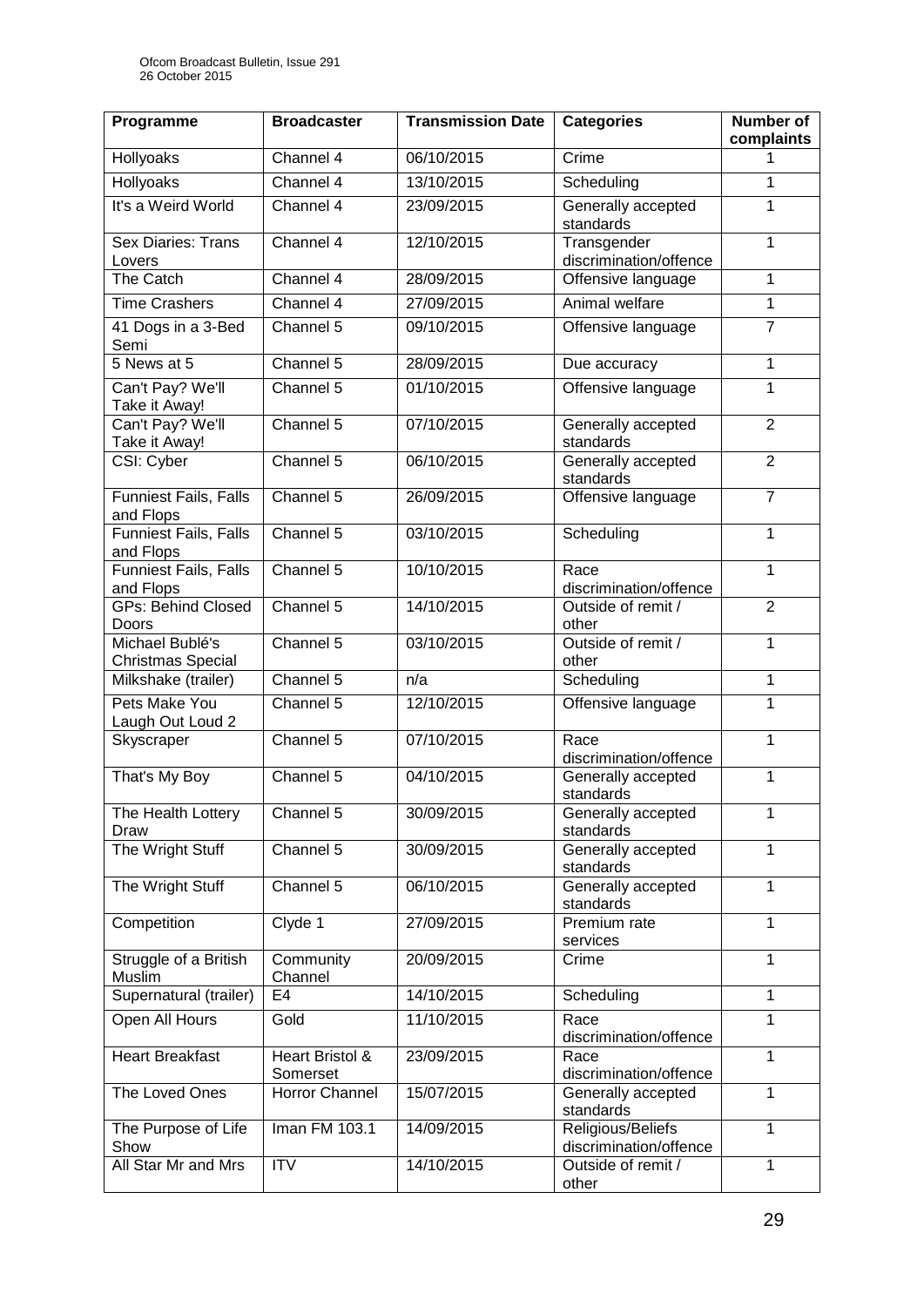| Programme | Broadcaster | Transmission Date | Categories | Number of complaints |
|---|---|---|---|---|
| Hollyoaks | Channel 4 | 06/10/2015 | Crime | 1 |
| Hollyoaks | Channel 4 | 13/10/2015 | Scheduling | 1 |
| It's a Weird World | Channel 4 | 23/09/2015 | Generally accepted standards | 1 |
| Sex Diaries: Trans Lovers | Channel 4 | 12/10/2015 | Transgender discrimination/offence | 1 |
| The Catch | Channel 4 | 28/09/2015 | Offensive language | 1 |
| Time Crashers | Channel 4 | 27/09/2015 | Animal welfare | 1 |
| 41 Dogs in a 3-Bed Semi | Channel 5 | 09/10/2015 | Offensive language | 7 |
| 5 News at 5 | Channel 5 | 28/09/2015 | Due accuracy | 1 |
| Can't Pay? We'll Take it Away! | Channel 5 | 01/10/2015 | Offensive language | 1 |
| Can't Pay? We'll Take it Away! | Channel 5 | 07/10/2015 | Generally accepted standards | 2 |
| CSI: Cyber | Channel 5 | 06/10/2015 | Generally accepted standards | 2 |
| Funniest Fails, Falls and Flops | Channel 5 | 26/09/2015 | Offensive language | 7 |
| Funniest Fails, Falls and Flops | Channel 5 | 03/10/2015 | Scheduling | 1 |
| Funniest Fails, Falls and Flops | Channel 5 | 10/10/2015 | Race discrimination/offence | 1 |
| GPs: Behind Closed Doors | Channel 5 | 14/10/2015 | Outside of remit / other | 2 |
| Michael Bublé's Christmas Special | Channel 5 | 03/10/2015 | Outside of remit / other | 1 |
| Milkshake (trailer) | Channel 5 | n/a | Scheduling | 1 |
| Pets Make You Laugh Out Loud 2 | Channel 5 | 12/10/2015 | Offensive language | 1 |
| Skyscraper | Channel 5 | 07/10/2015 | Race discrimination/offence | 1 |
| That's My Boy | Channel 5 | 04/10/2015 | Generally accepted standards | 1 |
| The Health Lottery Draw | Channel 5 | 30/09/2015 | Generally accepted standards | 1 |
| The Wright Stuff | Channel 5 | 30/09/2015 | Generally accepted standards | 1 |
| The Wright Stuff | Channel 5 | 06/10/2015 | Generally accepted standards | 1 |
| Competition | Clyde 1 | 27/09/2015 | Premium rate services | 1 |
| Struggle of a British Muslim | Community Channel | 20/09/2015 | Crime | 1 |
| Supernatural (trailer) | E4 | 14/10/2015 | Scheduling | 1 |
| Open All Hours | Gold | 11/10/2015 | Race discrimination/offence | 1 |
| Heart Breakfast | Heart Bristol & Somerset | 23/09/2015 | Race discrimination/offence | 1 |
| The Loved Ones | Horror Channel | 15/07/2015 | Generally accepted standards | 1 |
| The Purpose of Life Show | Iman FM 103.1 | 14/09/2015 | Religious/Beliefs discrimination/offence | 1 |
| All Star Mr and Mrs | ITV | 14/10/2015 | Outside of remit / other | 1 |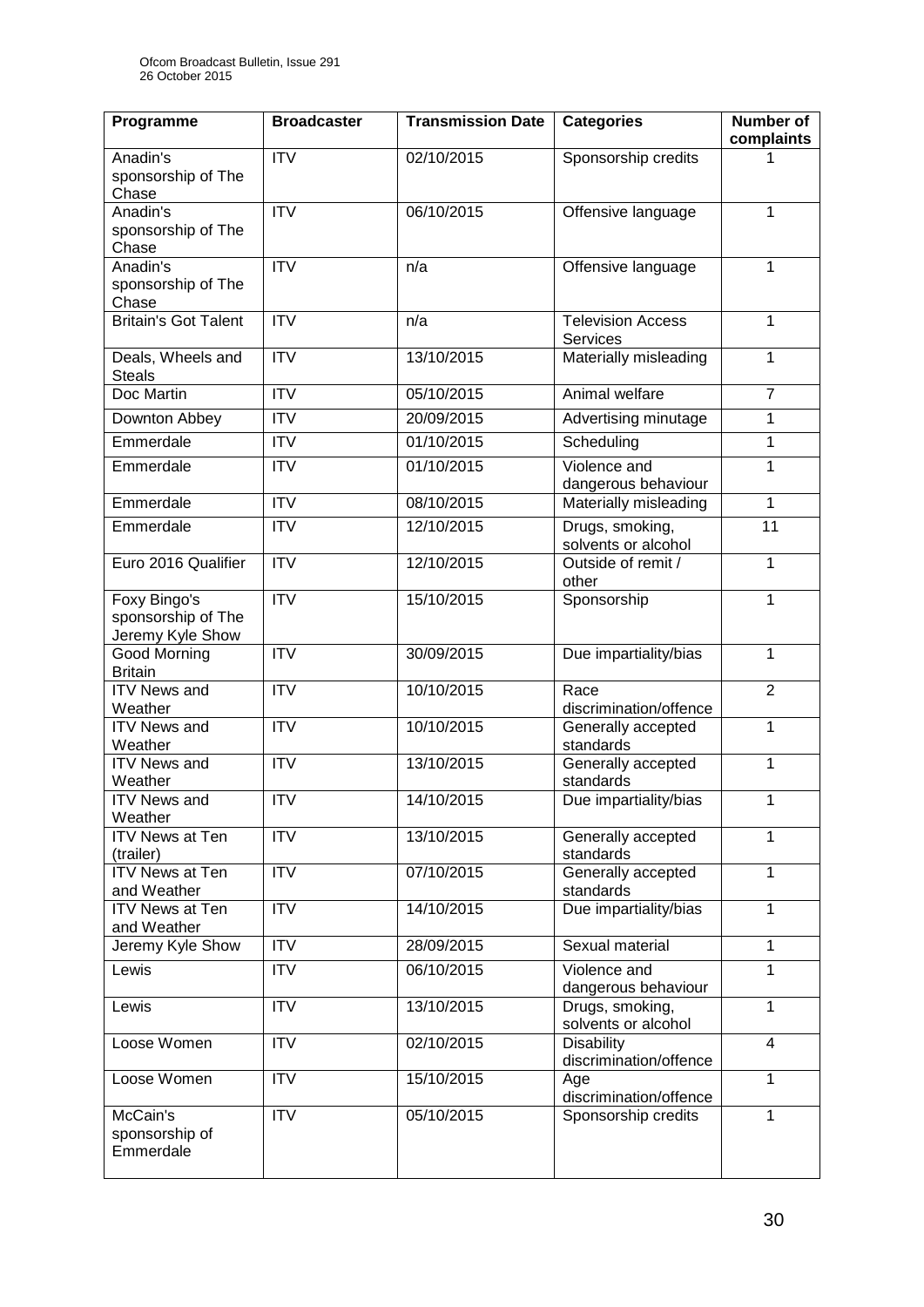| Programme | Broadcaster | Transmission Date | Categories | Number of complaints |
|---|---|---|---|---|
| Anadin's sponsorship of The Chase | ITV | 02/10/2015 | Sponsorship credits | 1 |
| Anadin's sponsorship of The Chase | ITV | 06/10/2015 | Offensive language | 1 |
| Anadin's sponsorship of The Chase | ITV | n/a | Offensive language | 1 |
| Britain's Got Talent | ITV | n/a | Television Access Services | 1 |
| Deals, Wheels and Steals | ITV | 13/10/2015 | Materially misleading | 1 |
| Doc Martin | ITV | 05/10/2015 | Animal welfare | 7 |
| Downton Abbey | ITV | 20/09/2015 | Advertising minutage | 1 |
| Emmerdale | ITV | 01/10/2015 | Scheduling | 1 |
| Emmerdale | ITV | 01/10/2015 | Violence and dangerous behaviour | 1 |
| Emmerdale | ITV | 08/10/2015 | Materially misleading | 1 |
| Emmerdale | ITV | 12/10/2015 | Drugs, smoking, solvents or alcohol | 11 |
| Euro 2016 Qualifier | ITV | 12/10/2015 | Outside of remit / other | 1 |
| Foxy Bingo's sponsorship of The Jeremy Kyle Show | ITV | 15/10/2015 | Sponsorship | 1 |
| Good Morning Britain | ITV | 30/09/2015 | Due impartiality/bias | 1 |
| ITV News and Weather | ITV | 10/10/2015 | Race discrimination/offence | 2 |
| ITV News and Weather | ITV | 10/10/2015 | Generally accepted standards | 1 |
| ITV News and Weather | ITV | 13/10/2015 | Generally accepted standards | 1 |
| ITV News and Weather | ITV | 14/10/2015 | Due impartiality/bias | 1 |
| ITV News at Ten (trailer) | ITV | 13/10/2015 | Generally accepted standards | 1 |
| ITV News at Ten and Weather | ITV | 07/10/2015 | Generally accepted standards | 1 |
| ITV News at Ten and Weather | ITV | 14/10/2015 | Due impartiality/bias | 1 |
| Jeremy Kyle Show | ITV | 28/09/2015 | Sexual material | 1 |
| Lewis | ITV | 06/10/2015 | Violence and dangerous behaviour | 1 |
| Lewis | ITV | 13/10/2015 | Drugs, smoking, solvents or alcohol | 1 |
| Loose Women | ITV | 02/10/2015 | Disability discrimination/offence | 4 |
| Loose Women | ITV | 15/10/2015 | Age discrimination/offence | 1 |
| McCain's sponsorship of Emmerdale | ITV | 05/10/2015 | Sponsorship credits | 1 |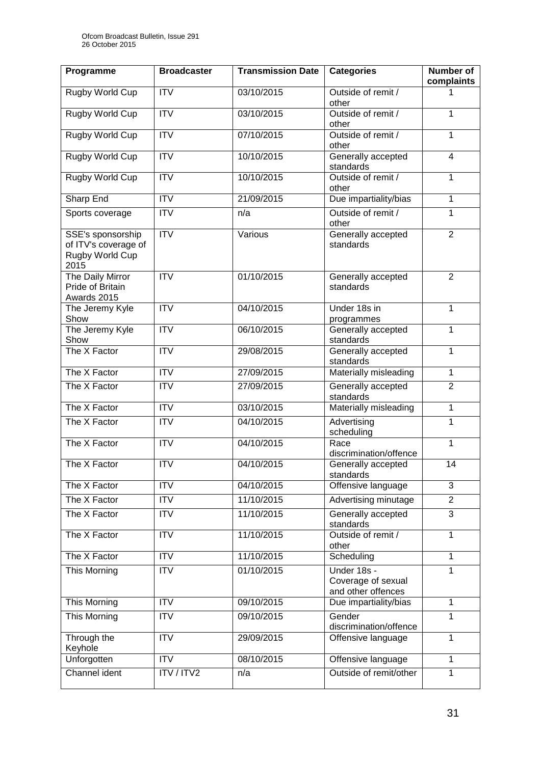| Programme | Broadcaster | Transmission Date | Categories | Number of complaints |
|---|---|---|---|---|
| Rugby World Cup | ITV | 03/10/2015 | Outside of remit / other | 1 |
| Rugby World Cup | ITV | 03/10/2015 | Outside of remit / other | 1 |
| Rugby World Cup | ITV | 07/10/2015 | Outside of remit / other | 1 |
| Rugby World Cup | ITV | 10/10/2015 | Generally accepted standards | 4 |
| Rugby World Cup | ITV | 10/10/2015 | Outside of remit / other | 1 |
| Sharp End | ITV | 21/09/2015 | Due impartiality/bias | 1 |
| Sports coverage | ITV | n/a | Outside of remit / other | 1 |
| SSE's sponsorship of ITV's coverage of Rugby World Cup 2015 | ITV | Various | Generally accepted standards | 2 |
| The Daily Mirror Pride of Britain Awards 2015 | ITV | 01/10/2015 | Generally accepted standards | 2 |
| The Jeremy Kyle Show | ITV | 04/10/2015 | Under 18s in programmes | 1 |
| The Jeremy Kyle Show | ITV | 06/10/2015 | Generally accepted standards | 1 |
| The X Factor | ITV | 29/08/2015 | Generally accepted standards | 1 |
| The X Factor | ITV | 27/09/2015 | Materially misleading | 1 |
| The X Factor | ITV | 27/09/2015 | Generally accepted standards | 2 |
| The X Factor | ITV | 03/10/2015 | Materially misleading | 1 |
| The X Factor | ITV | 04/10/2015 | Advertising scheduling | 1 |
| The X Factor | ITV | 04/10/2015 | Race discrimination/offence | 1 |
| The X Factor | ITV | 04/10/2015 | Generally accepted standards | 14 |
| The X Factor | ITV | 04/10/2015 | Offensive language | 3 |
| The X Factor | ITV | 11/10/2015 | Advertising minutage | 2 |
| The X Factor | ITV | 11/10/2015 | Generally accepted standards | 3 |
| The X Factor | ITV | 11/10/2015 | Outside of remit / other | 1 |
| The X Factor | ITV | 11/10/2015 | Scheduling | 1 |
| This Morning | ITV | 01/10/2015 | Under 18s - Coverage of sexual and other offences | 1 |
| This Morning | ITV | 09/10/2015 | Due impartiality/bias | 1 |
| This Morning | ITV | 09/10/2015 | Gender discrimination/offence | 1 |
| Through the Keyhole | ITV | 29/09/2015 | Offensive language | 1 |
| Unforgotten | ITV | 08/10/2015 | Offensive language | 1 |
| Channel ident | ITV / ITV2 | n/a | Outside of remit/other | 1 |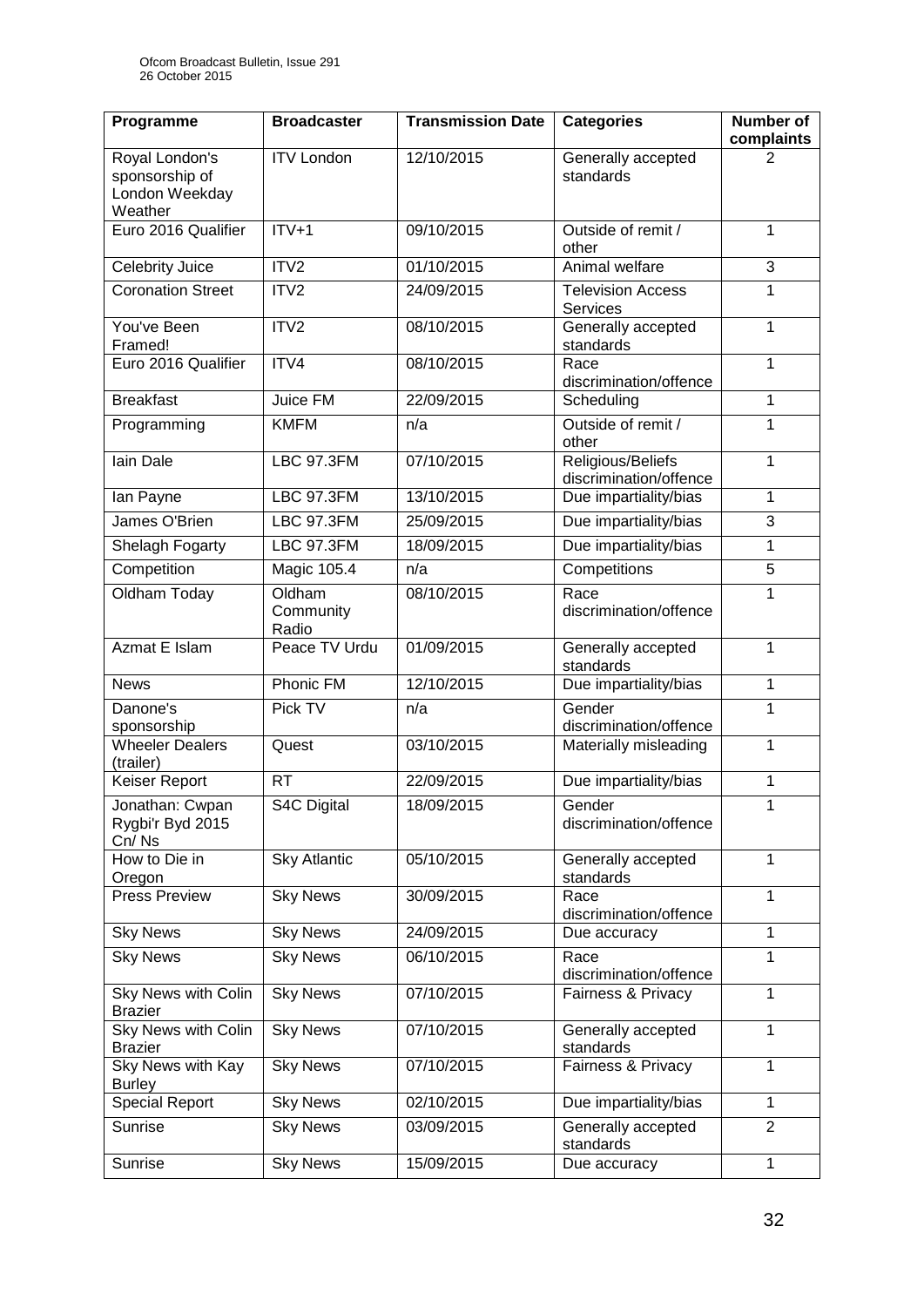| Programme | Broadcaster | Transmission Date | Categories | Number of complaints |
|---|---|---|---|---|
| Royal London's sponsorship of London Weekday Weather | ITV London | 12/10/2015 | Generally accepted standards | 2 |
| Euro 2016 Qualifier | ITV+1 | 09/10/2015 | Outside of remit / other | 1 |
| Celebrity Juice | ITV2 | 01/10/2015 | Animal welfare | 3 |
| Coronation Street | ITV2 | 24/09/2015 | Television Access Services | 1 |
| You've Been Framed! | ITV2 | 08/10/2015 | Generally accepted standards | 1 |
| Euro 2016 Qualifier | ITV4 | 08/10/2015 | Race discrimination/offence | 1 |
| Breakfast | Juice FM | 22/09/2015 | Scheduling | 1 |
| Programming | KMFM | n/a | Outside of remit / other | 1 |
| Iain Dale | LBC 97.3FM | 07/10/2015 | Religious/Beliefs discrimination/offence | 1 |
| Ian Payne | LBC 97.3FM | 13/10/2015 | Due impartiality/bias | 1 |
| James O'Brien | LBC 97.3FM | 25/09/2015 | Due impartiality/bias | 3 |
| Shelagh Fogarty | LBC 97.3FM | 18/09/2015 | Due impartiality/bias | 1 |
| Competition | Magic 105.4 | n/a | Competitions | 5 |
| Oldham Today | Oldham Community Radio | 08/10/2015 | Race discrimination/offence | 1 |
| Azmat E Islam | Peace TV Urdu | 01/09/2015 | Generally accepted standards | 1 |
| News | Phonic FM | 12/10/2015 | Due impartiality/bias | 1 |
| Danone's sponsorship | Pick TV | n/a | Gender discrimination/offence | 1 |
| Wheeler Dealers (trailer) | Quest | 03/10/2015 | Materially misleading | 1 |
| Keiser Report | RT | 22/09/2015 | Due impartiality/bias | 1 |
| Jonathan: Cwpan Rygbi'r Byd 2015 Cn/ Ns | S4C Digital | 18/09/2015 | Gender discrimination/offence | 1 |
| How to Die in Oregon | Sky Atlantic | 05/10/2015 | Generally accepted standards | 1 |
| Press Preview | Sky News | 30/09/2015 | Race discrimination/offence | 1 |
| Sky News | Sky News | 24/09/2015 | Due accuracy | 1 |
| Sky News | Sky News | 06/10/2015 | Race discrimination/offence | 1 |
| Sky News with Colin Brazier | Sky News | 07/10/2015 | Fairness & Privacy | 1 |
| Sky News with Colin Brazier | Sky News | 07/10/2015 | Generally accepted standards | 1 |
| Sky News with Kay Burley | Sky News | 07/10/2015 | Fairness & Privacy | 1 |
| Special Report | Sky News | 02/10/2015 | Due impartiality/bias | 1 |
| Sunrise | Sky News | 03/09/2015 | Generally accepted standards | 2 |
| Sunrise | Sky News | 15/09/2015 | Due accuracy | 1 |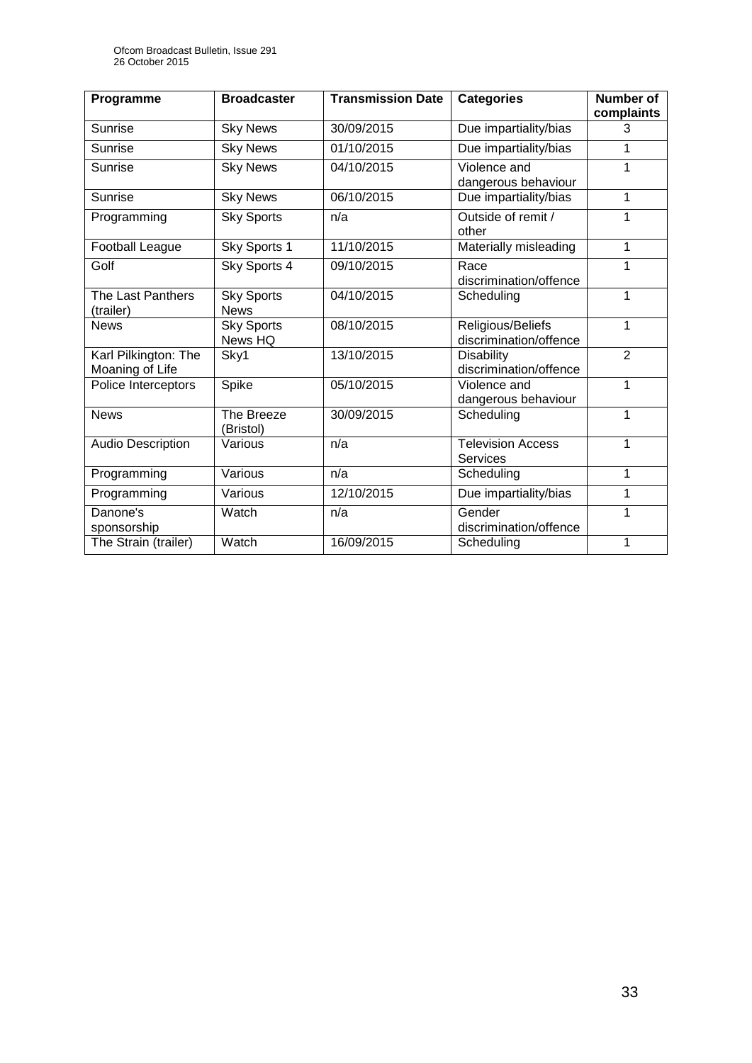| Programme | Broadcaster | Transmission Date | Categories | Number of complaints |
|---|---|---|---|---|
| Sunrise | Sky News | 30/09/2015 | Due impartiality/bias | 3 |
| Sunrise | Sky News | 01/10/2015 | Due impartiality/bias | 1 |
| Sunrise | Sky News | 04/10/2015 | Violence and dangerous behaviour | 1 |
| Sunrise | Sky News | 06/10/2015 | Due impartiality/bias | 1 |
| Programming | Sky Sports | n/a | Outside of remit / other | 1 |
| Football League | Sky Sports 1 | 11/10/2015 | Materially misleading | 1 |
| Golf | Sky Sports 4 | 09/10/2015 | Race discrimination/offence | 1 |
| The Last Panthers (trailer) | Sky Sports News | 04/10/2015 | Scheduling | 1 |
| News | Sky Sports News HQ | 08/10/2015 | Religious/Beliefs discrimination/offence | 1 |
| Karl Pilkington: The Moaning of Life | Sky1 | 13/10/2015 | Disability discrimination/offence | 2 |
| Police Interceptors | Spike | 05/10/2015 | Violence and dangerous behaviour | 1 |
| News | The Breeze (Bristol) | 30/09/2015 | Scheduling | 1 |
| Audio Description | Various | n/a | Television Access Services | 1 |
| Programming | Various | n/a | Scheduling | 1 |
| Programming | Various | 12/10/2015 | Due impartiality/bias | 1 |
| Danone's sponsorship | Watch | n/a | Gender discrimination/offence | 1 |
| The Strain (trailer) | Watch | 16/09/2015 | Scheduling | 1 |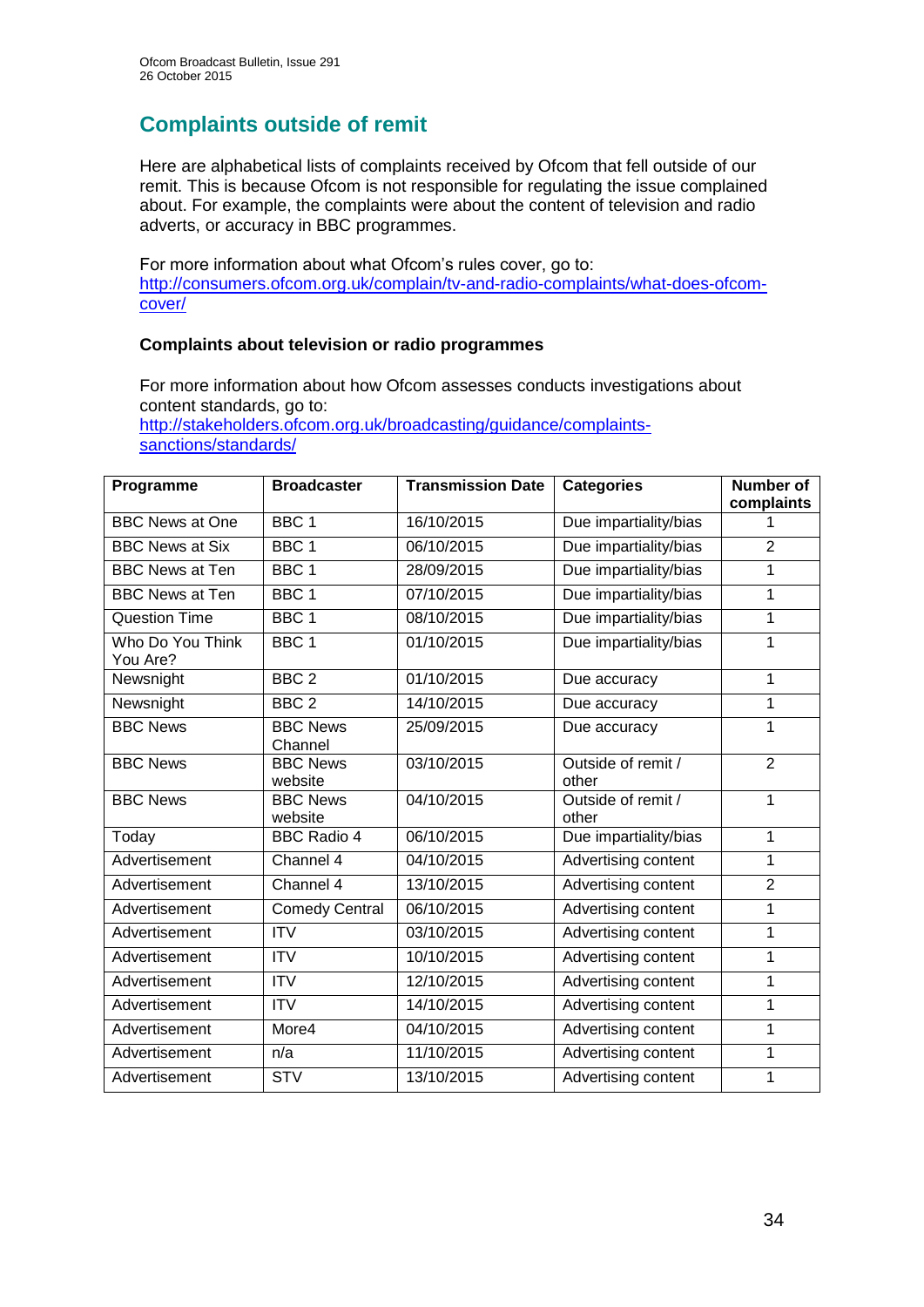## Complaints outside of remit

Here are alphabetical lists of complaints received by Ofcom that fell outside of our remit. This is because Ofcom is not responsible for regulating the issue complained about. For example, the complaints were about the content of television and radio adverts, or accuracy in BBC programmes.

For more information about what Ofcom's rules cover, go to: [http://consumers.ofcom.org.uk/complain/tv-and-radio-complaints/what-does-ofcom-cover/](http://consumers.ofcom.org.uk/complain/tv-and-radio-complaints/what-does-ofcom-cover/)

### Complaints about television or radio programmes

For more information about how Ofcom assesses conducts investigations about content standards, go to: [http://stakeholders.ofcom.org.uk/broadcasting/guidance/complaints-sanctions/standards/](http://stakeholders.ofcom.org.uk/broadcasting/guidance/complaints-sanctions/standards/)

| Programme | Broadcaster | Transmission Date | Categories | Number of complaints |
|---|---|---|---|---|
| BBC News at One | BBC 1 | 16/10/2015 | Due impartiality/bias | 1 |
| BBC News at Six | BBC 1 | 06/10/2015 | Due impartiality/bias | 2 |
| BBC News at Ten | BBC 1 | 28/09/2015 | Due impartiality/bias | 1 |
| BBC News at Ten | BBC 1 | 07/10/2015 | Due impartiality/bias | 1 |
| Question Time | BBC 1 | 08/10/2015 | Due impartiality/bias | 1 |
| Who Do You Think You Are? | BBC 1 | 01/10/2015 | Due impartiality/bias | 1 |
| Newsnight | BBC 2 | 01/10/2015 | Due accuracy | 1 |
| Newsnight | BBC 2 | 14/10/2015 | Due accuracy | 1 |
| BBC News | BBC News Channel | 25/09/2015 | Due accuracy | 1 |
| BBC News | BBC News website | 03/10/2015 | Outside of remit / other | 2 |
| BBC News | BBC News website | 04/10/2015 | Outside of remit / other | 1 |
| Today | BBC Radio 4 | 06/10/2015 | Due impartiality/bias | 1 |
| Advertisement | Channel 4 | 04/10/2015 | Advertising content | 1 |
| Advertisement | Channel 4 | 13/10/2015 | Advertising content | 2 |
| Advertisement | Comedy Central | 06/10/2015 | Advertising content | 1 |
| Advertisement | ITV | 03/10/2015 | Advertising content | 1 |
| Advertisement | ITV | 10/10/2015 | Advertising content | 1 |
| Advertisement | ITV | 12/10/2015 | Advertising content | 1 |
| Advertisement | ITV | 14/10/2015 | Advertising content | 1 |
| Advertisement | More4 | 04/10/2015 | Advertising content | 1 |
| Advertisement | n/a | 11/10/2015 | Advertising content | 1 |
| Advertisement | STV | 13/10/2015 | Advertising content | 1 |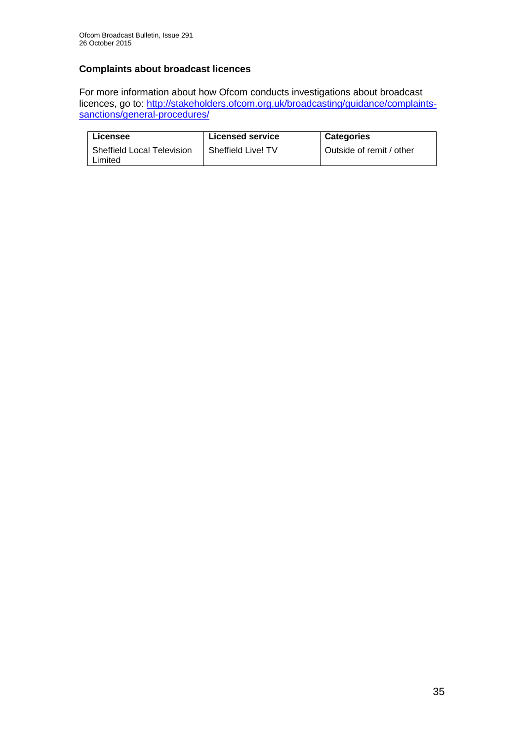## Complaints about broadcast licences

For more information about how Ofcom conducts investigations about broadcast licences, go to: [http://stakeholders.ofcom.org.uk/broadcasting/guidance/complaints-sanctions/general-procedures/](http://stakeholders.ofcom.org.uk/broadcasting/guidance/complaints-sanctions/general-procedures/)

| Licensee | Licensed service | Categories |
|---|---|---|
| Sheffield Local Television Limited | Sheffield Live! TV | Outside of remit / other |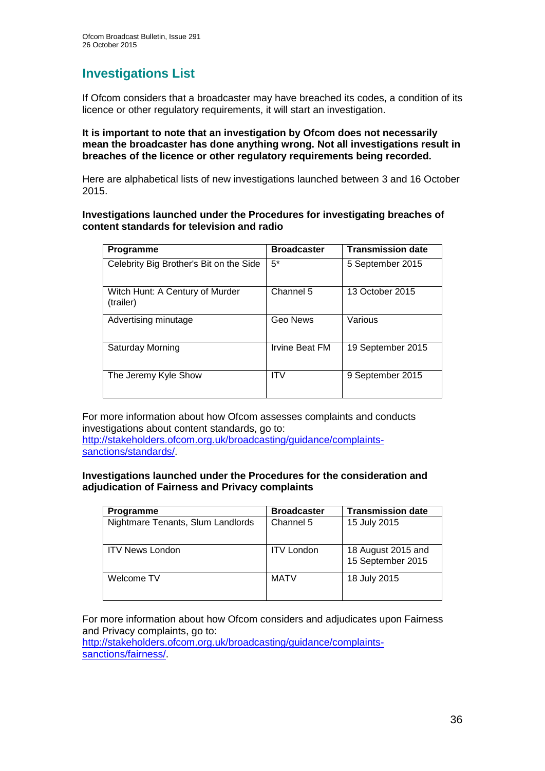# Investigations List

If Ofcom considers that a broadcaster may have breached its codes, a condition of its licence or other regulatory requirements, it will start an investigation.

**It is important to note that an investigation by Ofcom does not necessarily mean the broadcaster has done anything wrong. Not all investigations result in breaches of the licence or other regulatory requirements being recorded.**

Here are alphabetical lists of new investigations launched between 3 and 16 October 2015.

**Investigations launched under the Procedures for investigating breaches of content standards for television and radio**

| Programme | Broadcaster | Transmission date |
|---|---|---|
| Celebrity Big Brother's Bit on the Side | 5* | 5 September 2015 |
| Witch Hunt: A Century of Murder (trailer) | Channel 5 | 13 October 2015 |
| Advertising minutage | Geo News | Various |
| Saturday Morning | Irvine Beat FM | 19 September 2015 |
| The Jeremy Kyle Show | ITV | 9 September 2015 |

For more information about how Ofcom assesses complaints and conducts investigations about content standards, go to: http://stakeholders.ofcom.org.uk/broadcasting/guidance/complaints-sanctions/standards/.

**Investigations launched under the Procedures for the consideration and adjudication of Fairness and Privacy complaints**

| Programme | Broadcaster | Transmission date |
|---|---|---|
| Nightmare Tenants, Slum Landlords | Channel 5 | 15 July 2015 |
| ITV News London | ITV London | 18 August 2015 and 15 September 2015 |
| Welcome TV | MATV | 18 July 2015 |

For more information about how Ofcom considers and adjudicates upon Fairness and Privacy complaints, go to: http://stakeholders.ofcom.org.uk/broadcasting/guidance/complaints-sanctions/fairness/.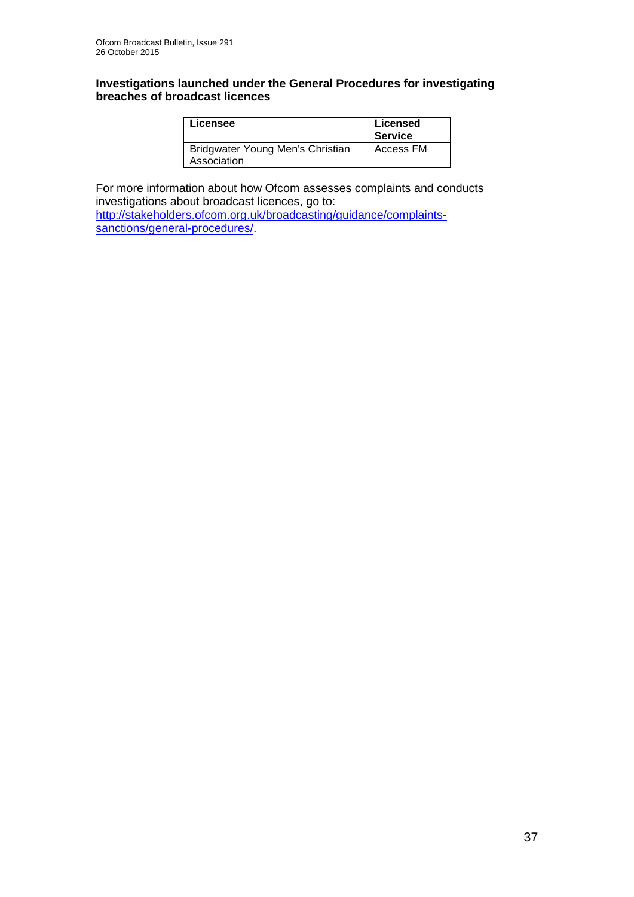### Investigations launched under the General Procedures for investigating breaches of broadcast licences

| Licensee | Licensed Service |
|---|---|
| Bridgwater Young Men's Christian Association | Access FM |

For more information about how Ofcom assesses complaints and conducts investigations about broadcast licences, go to: [http://stakeholders.ofcom.org.uk/broadcasting/guidance/complaints-sanctions/general-procedures/](http://stakeholders.ofcom.org.uk/broadcasting/guidance/complaints-sanctions/general-procedures/).